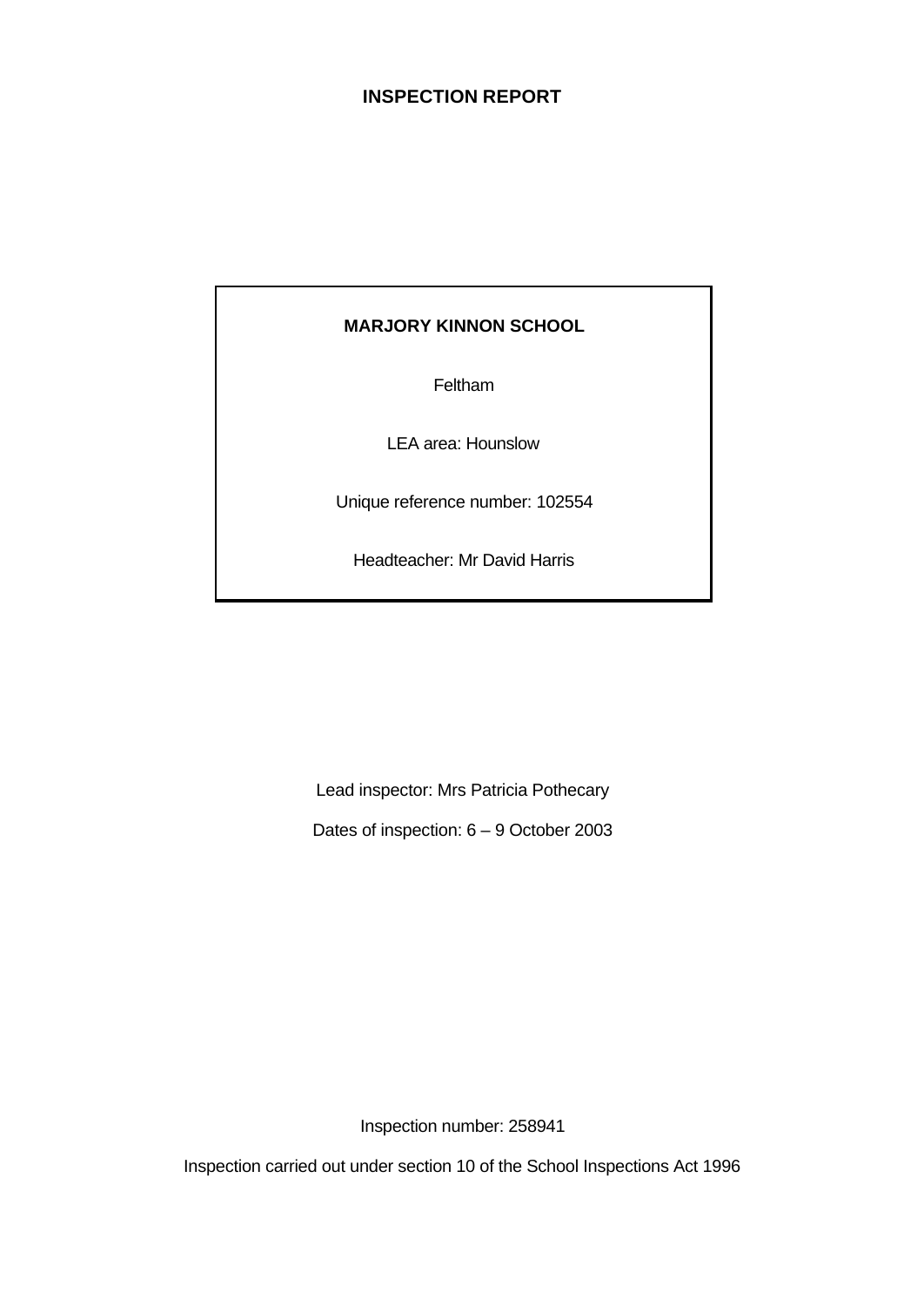# INSPECTION REPORT

**MARJORY KINNON SCHOOL**

Feltham

LEA area: Hounslow

Unique reference number: 102554

Headteacher: Mr David Harris

Lead inspector: Mrs Patricia Pothecary

Dates of inspection: 6 – 9 October 2003

Inspection number: 258941

Inspection carried out under section 10 of the School Inspections Act 1996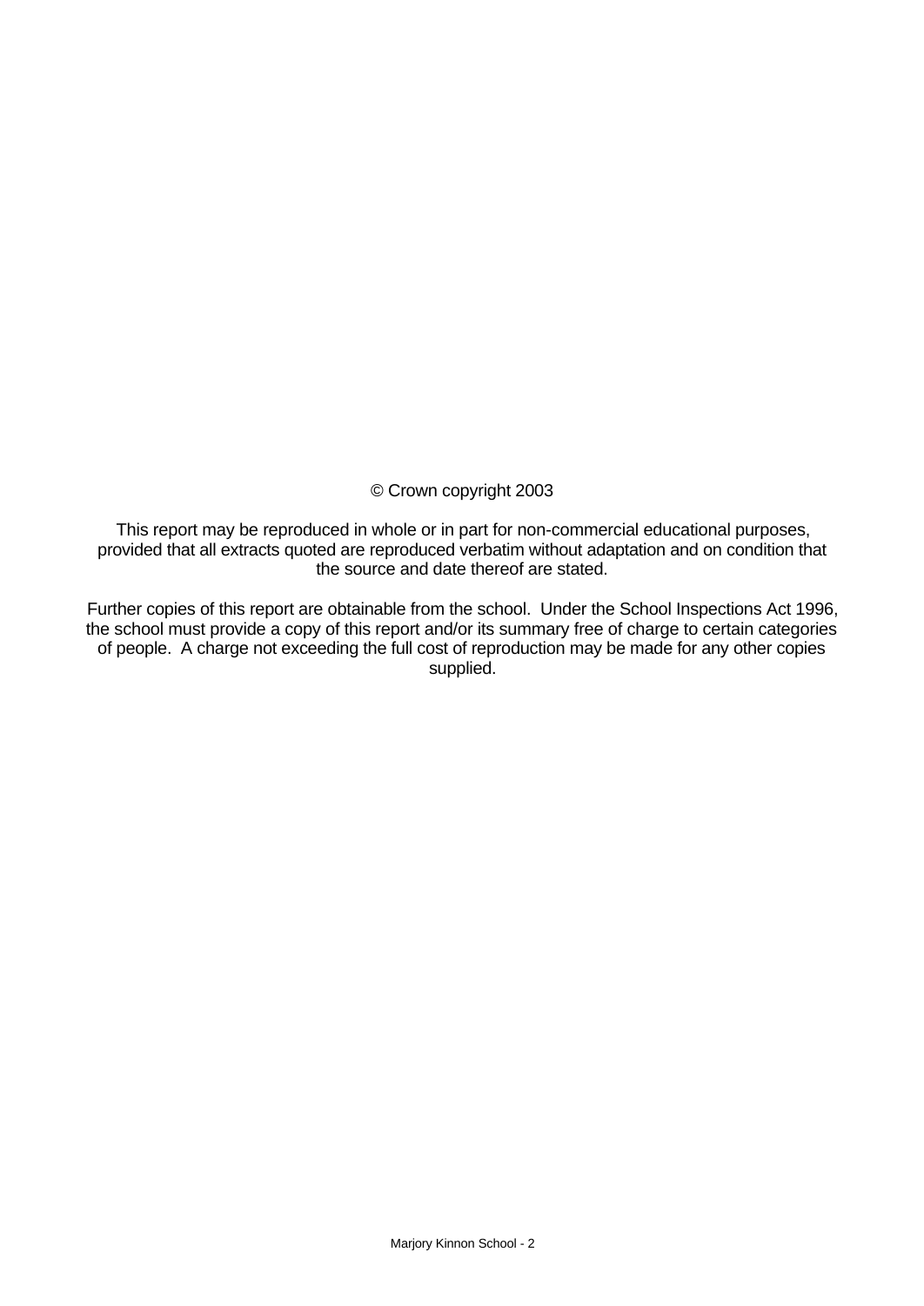© Crown copyright 2003

This report may be reproduced in whole or in part for non-commercial educational purposes, provided that all extracts quoted are reproduced verbatim without adaptation and on condition that the source and date thereof are stated.

Further copies of this report are obtainable from the school. Under the School Inspections Act 1996, the school must provide a copy of this report and/or its summary free of charge to certain categories of people. A charge not exceeding the full cost of reproduction may be made for any other copies supplied.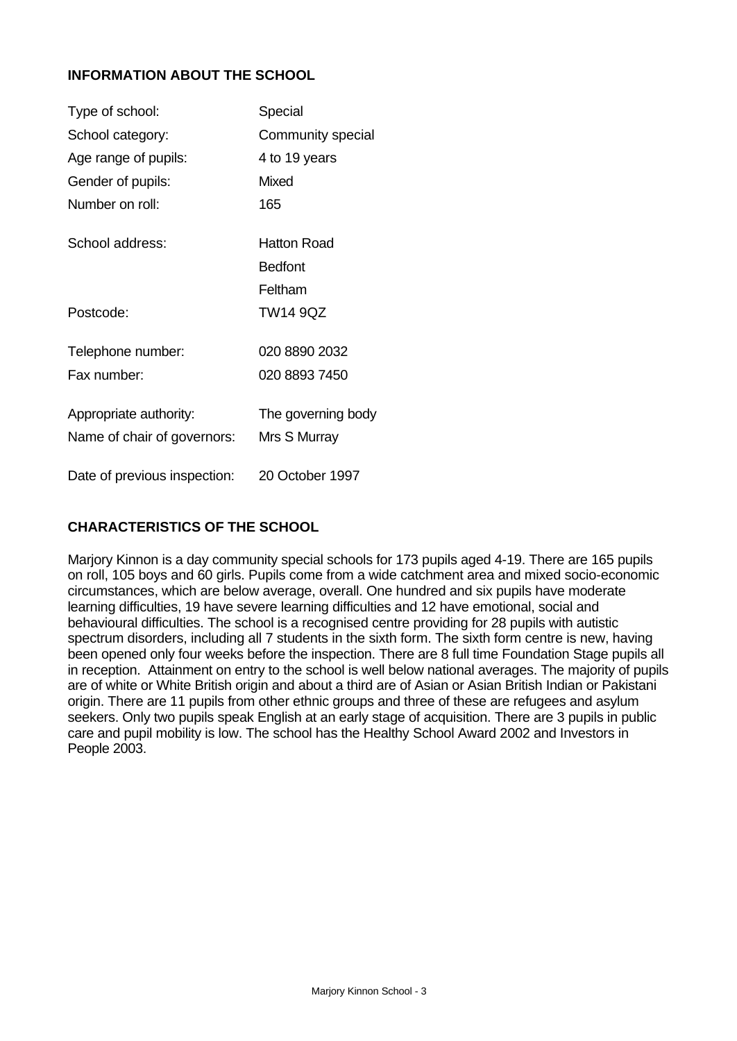## INFORMATION ABOUT THE SCHOOL

| | |
|---|---|
| Type of school: | Special |
| School category: | Community special |
| Age range of pupils: | 4 to 19 years |
| Gender of pupils: | Mixed |
| Number on roll: | 165 |
| School address: | Hatton Road<br>Bedfont<br>Feltham |
| Postcode: | TW14 9QZ |
| Telephone number: | 020 8890 2032 |
| Fax number: | 020 8893 7450 |
| Appropriate authority: | The governing body |
| Name of chair of governors: | Mrs S Murray |
| Date of previous inspection: | 20 October 1997 |

## CHARACTERISTICS OF THE SCHOOL

Marjory Kinnon is a day community special schools for 173 pupils aged 4-19. There are 165 pupils on roll, 105 boys and 60 girls. Pupils come from a wide catchment area and mixed socio-economic circumstances, which are below average, overall. One hundred and six pupils have moderate learning difficulties, 19 have severe learning difficulties and 12 have emotional, social and behavioural difficulties. The school is a recognised centre providing for 28 pupils with autistic spectrum disorders, including all 7 students in the sixth form. The sixth form centre is new, having been opened only four weeks before the inspection. There are 8 full time Foundation Stage pupils all in reception. Attainment on entry to the school is well below national averages. The majority of pupils are of white or White British origin and about a third are of Asian or Asian British Indian or Pakistani origin. There are 11 pupils from other ethnic groups and three of these are refugees and asylum seekers. Only two pupils speak English at an early stage of acquisition. There are 3 pupils in public care and pupil mobility is low. The school has the Healthy School Award 2002 and Investors in People 2003.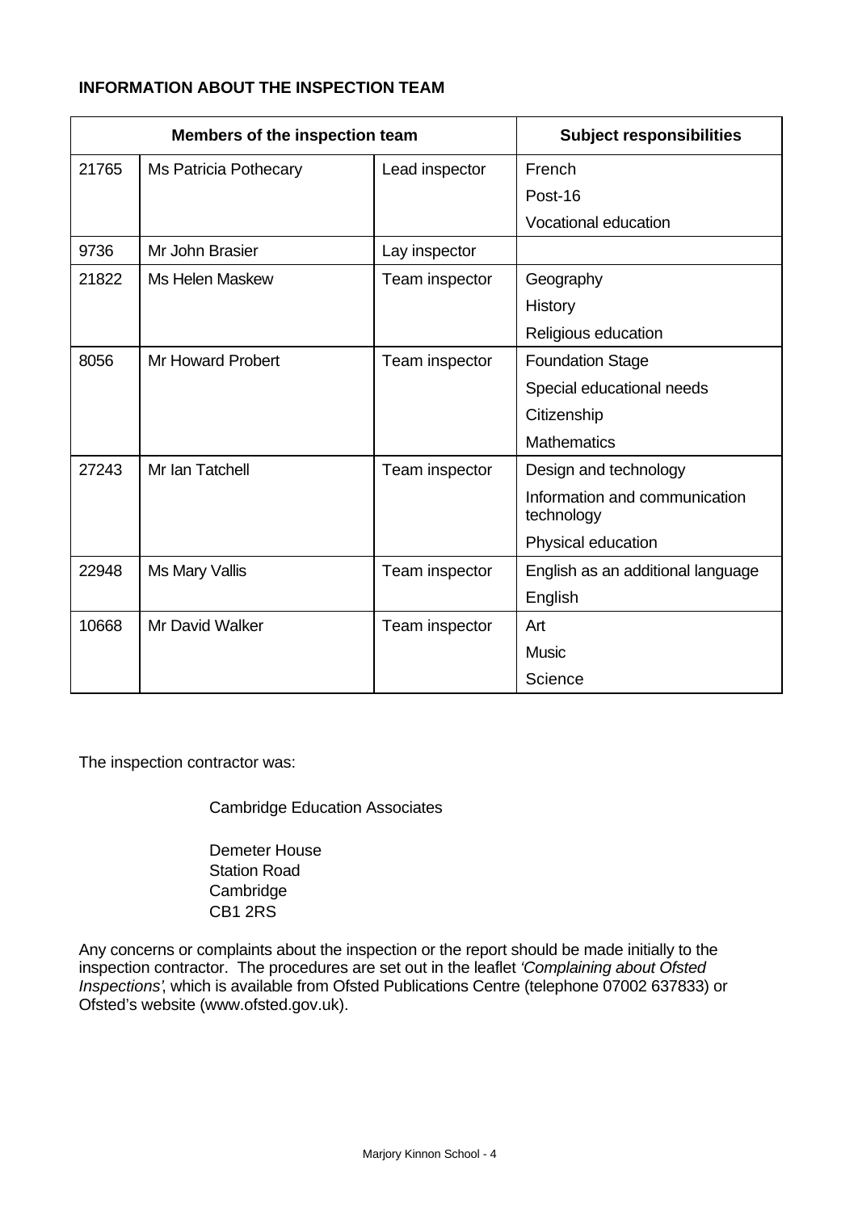**INFORMATION ABOUT THE INSPECTION TEAM**

| Members of the inspection team | | | Subject responsibilities |
|---|---|---|---|
| 21765 | Ms Patricia Pothecary | Lead inspector | French<br>Post-16<br>Vocational education |
| 9736 | Mr John Brasier | Lay inspector | |
| 21822 | Ms Helen Maskew | Team inspector | Geography<br>History<br>Religious education |
| 8056 | Mr Howard Probert | Team inspector | Foundation Stage<br>Special educational needs<br>Citizenship<br>Mathematics |
| 27243 | Mr Ian Tatchell | Team inspector | Design and technology<br>Information and communication technology<br>Physical education |
| 22948 | Ms Mary Vallis | Team inspector | English as an additional language<br>English |
| 10668 | Mr David Walker | Team inspector | Art<br>Music<br>Science |

The inspection contractor was:

Cambridge Education Associates

Demeter House
Station Road
Cambridge
CB1 2RS

Any concerns or complaints about the inspection or the report should be made initially to the inspection contractor. The procedures are set out in the leaflet *'Complaining about Ofsted Inspections'*, which is available from Ofsted Publications Centre (telephone 07002 637833) or Ofsted's website (www.ofsted.gov.uk).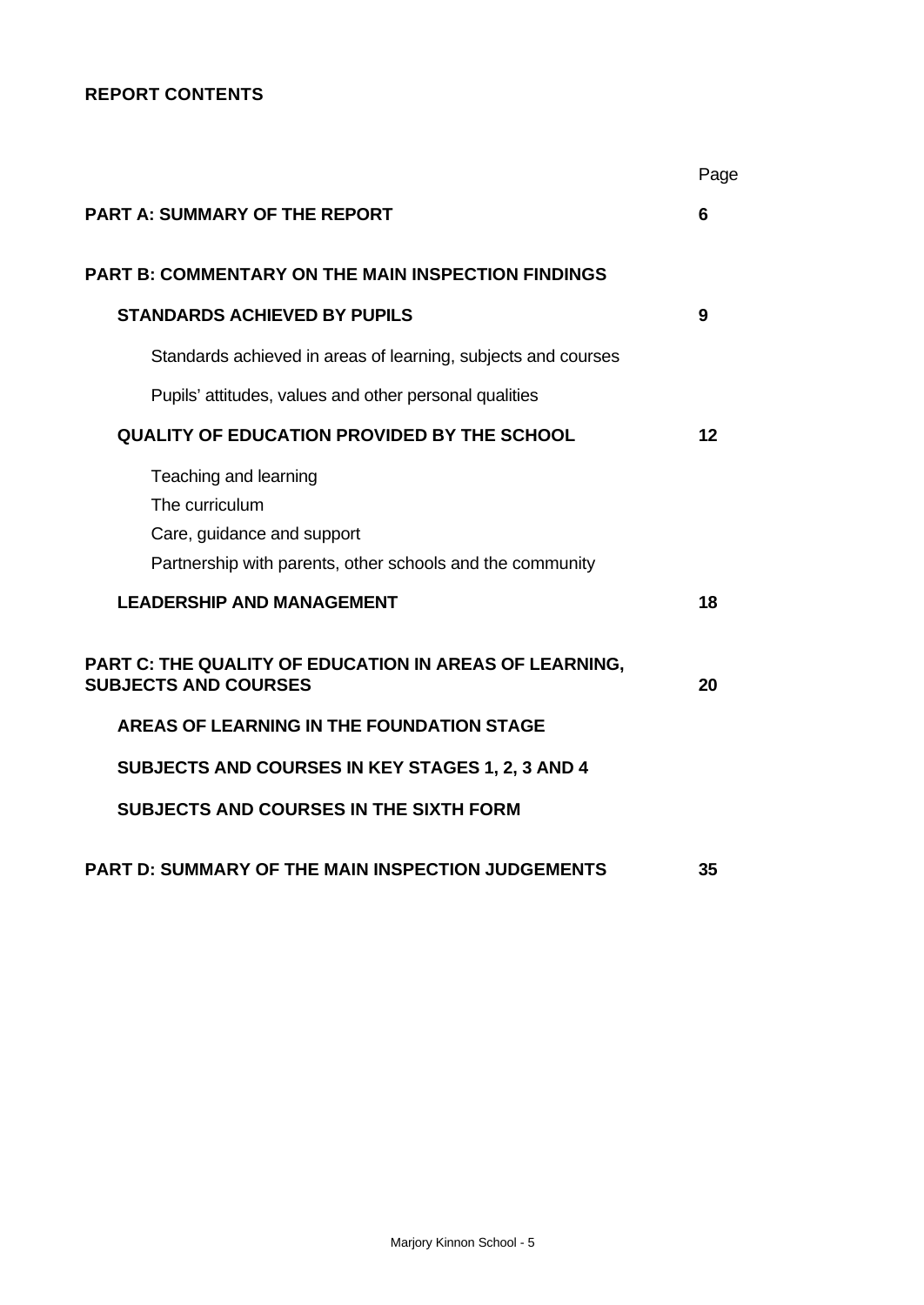**REPORT CONTENTS**

| | Page |
|---|---|
| **PART A: SUMMARY OF THE REPORT** | **6** |
| **PART B: COMMENTARY ON THE MAIN INSPECTION FINDINGS** | |
| **STANDARDS ACHIEVED BY PUPILS** | **9** |
| Standards achieved in areas of learning, subjects and courses | |
| Pupils' attitudes, values and other personal qualities | |
| **QUALITY OF EDUCATION PROVIDED BY THE SCHOOL** | **12** |
| Teaching and learning<br>The curriculum<br>Care, guidance and support<br>Partnership with parents, other schools and the community | |
| **LEADERSHIP AND MANAGEMENT** | **18** |
| **PART C: THE QUALITY OF EDUCATION IN AREAS OF LEARNING, SUBJECTS AND COURSES** | **20** |
| **AREAS OF LEARNING IN THE FOUNDATION STAGE** | |
| **SUBJECTS AND COURSES IN KEY STAGES 1, 2, 3 AND 4** | |
| **SUBJECTS AND COURSES IN THE SIXTH FORM** | |
| **PART D: SUMMARY OF THE MAIN INSPECTION JUDGEMENTS** | **35** |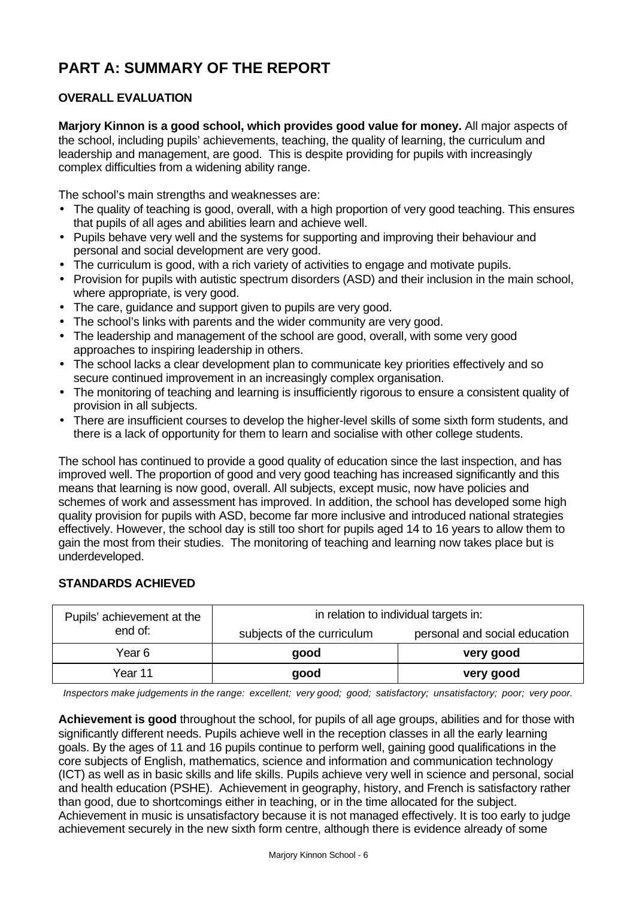# PART A: SUMMARY OF THE REPORT

## OVERALL EVALUATION

**Marjory Kinnon is a good school, which provides good value for money.** All major aspects of the school, including pupils' achievements, teaching, the quality of learning, the curriculum and leadership and management, are good. This is despite providing for pupils with increasingly complex difficulties from a widening ability range.

The school's main strengths and weaknesses are:

- The quality of teaching is good, overall, with a high proportion of very good teaching. This ensures that pupils of all ages and abilities learn and achieve well.
- Pupils behave very well and the systems for supporting and improving their behaviour and personal and social development are very good.
- The curriculum is good, with a rich variety of activities to engage and motivate pupils.
- Provision for pupils with autistic spectrum disorders (ASD) and their inclusion in the main school, where appropriate, is very good.
- The care, guidance and support given to pupils are very good.
- The school's links with parents and the wider community are very good.
- The leadership and management of the school are good, overall, with some very good approaches to inspiring leadership in others.
- The school lacks a clear development plan to communicate key priorities effectively and so secure continued improvement in an increasingly complex organisation.
- The monitoring of teaching and learning is insufficiently rigorous to ensure a consistent quality of provision in all subjects.
- There are insufficient courses to develop the higher-level skills of some sixth form students, and there is a lack of opportunity for them to learn and socialise with other college students.

The school has continued to provide a good quality of education since the last inspection, and has improved well. The proportion of good and very good teaching has increased significantly and this means that learning is now good, overall. All subjects, except music, now have policies and schemes of work and assessment has improved. In addition, the school has developed some high quality provision for pupils with ASD, become far more inclusive and introduced national strategies effectively. However, the school day is still too short for pupils aged 14 to 16 years to allow them to gain the most from their studies. The monitoring of teaching and learning now takes place but is underdeveloped.

## STANDARDS ACHIEVED

| Pupils' achievement at the end of: | in relation to individual targets in: | |
|---|---|---|
| | subjects of the curriculum | personal and social education |
| Year 6 | **good** | **very good** |
| Year 11 | **good** | **very good** |

*Inspectors make judgements in the range: excellent; very good; good; satisfactory; unsatisfactory; poor; very poor.*

**Achievement is good** throughout the school, for pupils of all age groups, abilities and for those with significantly different needs. Pupils achieve well in the reception classes in all the early learning goals. By the ages of 11 and 16 pupils continue to perform well, gaining good qualifications in the core subjects of English, mathematics, science and information and communication technology (ICT) as well as in basic skills and life skills. Pupils achieve very well in science and personal, social and health education (PSHE). Achievement in geography, history, and French is satisfactory rather than good, due to shortcomings either in teaching, or in the time allocated for the subject. Achievement in music is unsatisfactory because it is not managed effectively. It is too early to judge achievement securely in the new sixth form centre, although there is evidence already of some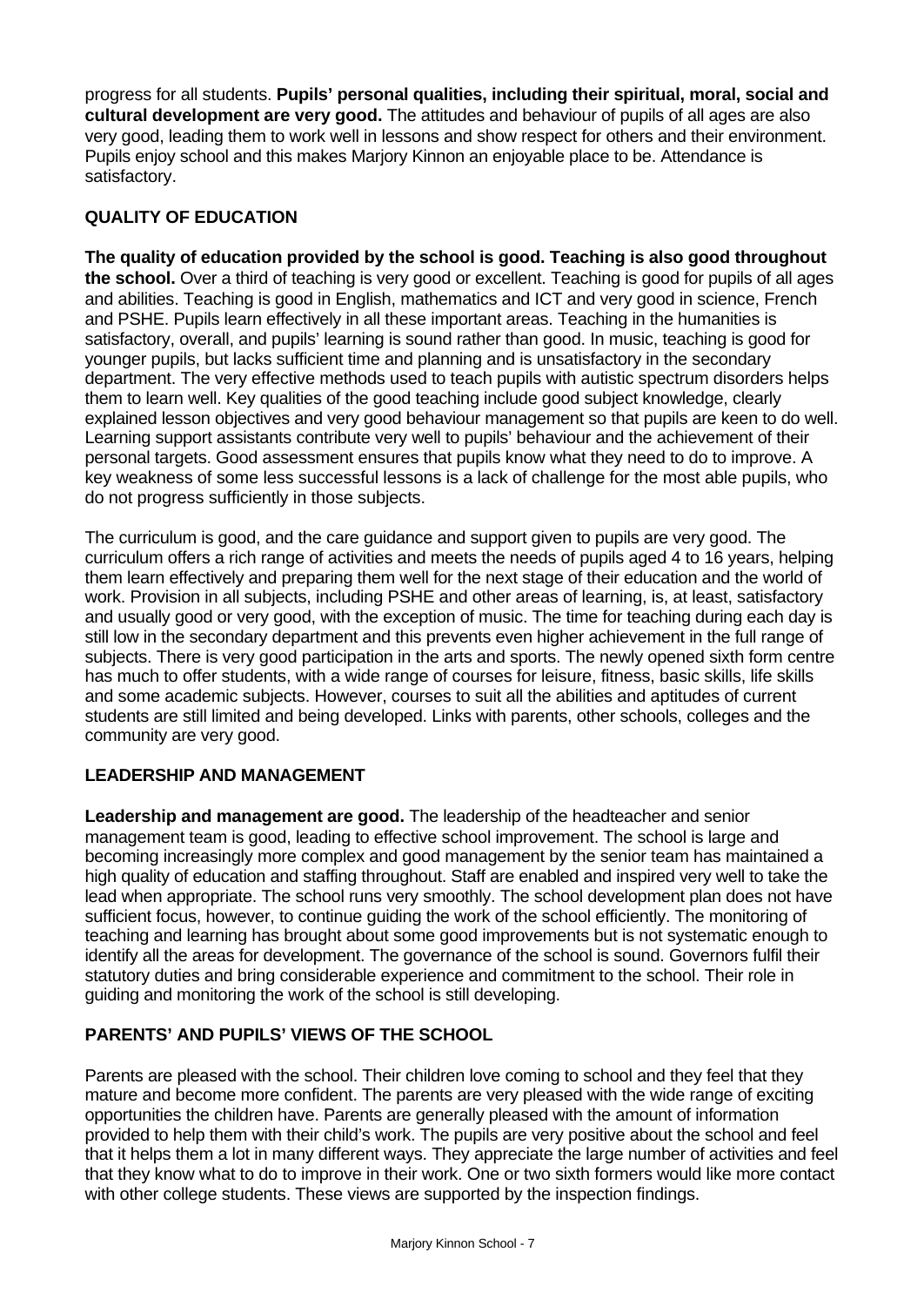progress for all students. **Pupils' personal qualities, including their spiritual, moral, social and cultural development are very good.** The attitudes and behaviour of pupils of all ages are also very good, leading them to work well in lessons and show respect for others and their environment. Pupils enjoy school and this makes Marjory Kinnon an enjoyable place to be. Attendance is satisfactory.

## QUALITY OF EDUCATION

**The quality of education provided by the school is good. Teaching is also good throughout the school.** Over a third of teaching is very good or excellent. Teaching is good for pupils of all ages and abilities. Teaching is good in English, mathematics and ICT and very good in science, French and PSHE. Pupils learn effectively in all these important areas. Teaching in the humanities is satisfactory, overall, and pupils' learning is sound rather than good. In music, teaching is good for younger pupils, but lacks sufficient time and planning and is unsatisfactory in the secondary department. The very effective methods used to teach pupils with autistic spectrum disorders helps them to learn well. Key qualities of the good teaching include good subject knowledge, clearly explained lesson objectives and very good behaviour management so that pupils are keen to do well. Learning support assistants contribute very well to pupils' behaviour and the achievement of their personal targets. Good assessment ensures that pupils know what they need to do to improve. A key weakness of some less successful lessons is a lack of challenge for the most able pupils, who do not progress sufficiently in those subjects.

The curriculum is good, and the care guidance and support given to pupils are very good. The curriculum offers a rich range of activities and meets the needs of pupils aged 4 to 16 years, helping them learn effectively and preparing them well for the next stage of their education and the world of work. Provision in all subjects, including PSHE and other areas of learning, is, at least, satisfactory and usually good or very good, with the exception of music. The time for teaching during each day is still low in the secondary department and this prevents even higher achievement in the full range of subjects. There is very good participation in the arts and sports. The newly opened sixth form centre has much to offer students, with a wide range of courses for leisure, fitness, basic skills, life skills and some academic subjects. However, courses to suit all the abilities and aptitudes of current students are still limited and being developed. Links with parents, other schools, colleges and the community are very good.

## LEADERSHIP AND MANAGEMENT

**Leadership and management are good.** The leadership of the headteacher and senior management team is good, leading to effective school improvement. The school is large and becoming increasingly more complex and good management by the senior team has maintained a high quality of education and staffing throughout. Staff are enabled and inspired very well to take the lead when appropriate. The school runs very smoothly. The school development plan does not have sufficient focus, however, to continue guiding the work of the school efficiently. The monitoring of teaching and learning has brought about some good improvements but is not systematic enough to identify all the areas for development. The governance of the school is sound. Governors fulfil their statutory duties and bring considerable experience and commitment to the school. Their role in guiding and monitoring the work of the school is still developing.

## PARENTS' AND PUPILS' VIEWS OF THE SCHOOL

Parents are pleased with the school. Their children love coming to school and they feel that they mature and become more confident. The parents are very pleased with the wide range of exciting opportunities the children have. Parents are generally pleased with the amount of information provided to help them with their child's work. The pupils are very positive about the school and feel that it helps them a lot in many different ways. They appreciate the large number of activities and feel that they know what to do to improve in their work. One or two sixth formers would like more contact with other college students. These views are supported by the inspection findings.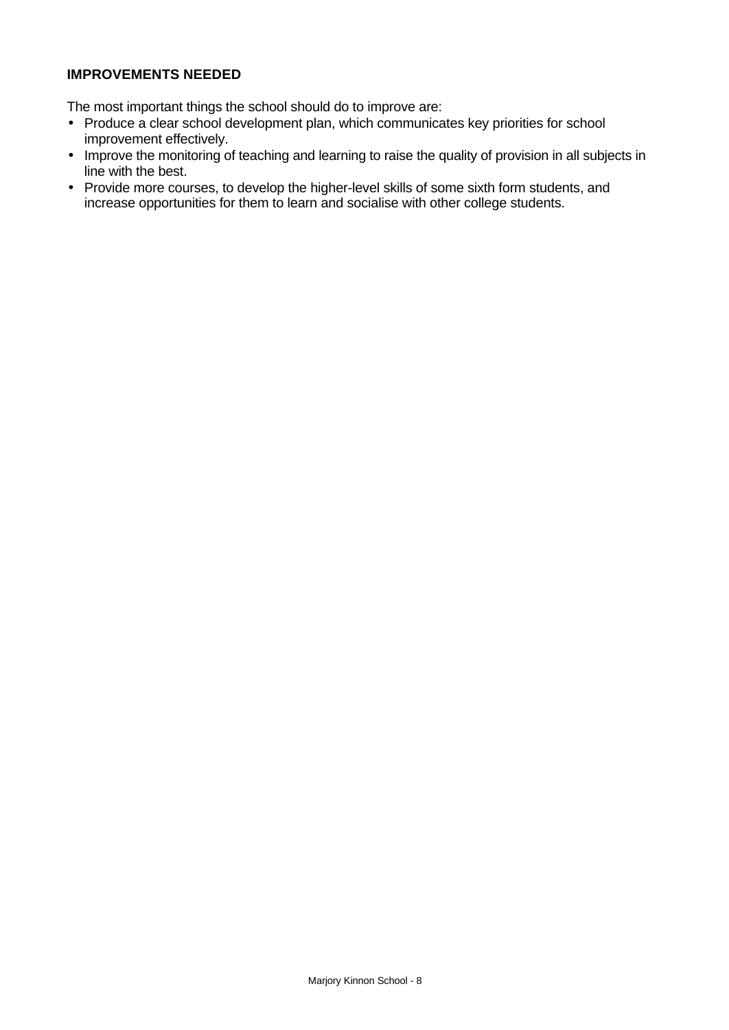**IMPROVEMENTS NEEDED**

The most important things the school should do to improve are:

- Produce a clear school development plan, which communicates key priorities for school improvement effectively.
- Improve the monitoring of teaching and learning to raise the quality of provision in all subjects in line with the best.
- Provide more courses, to develop the higher-level skills of some sixth form students, and increase opportunities for them to learn and socialise with other college students.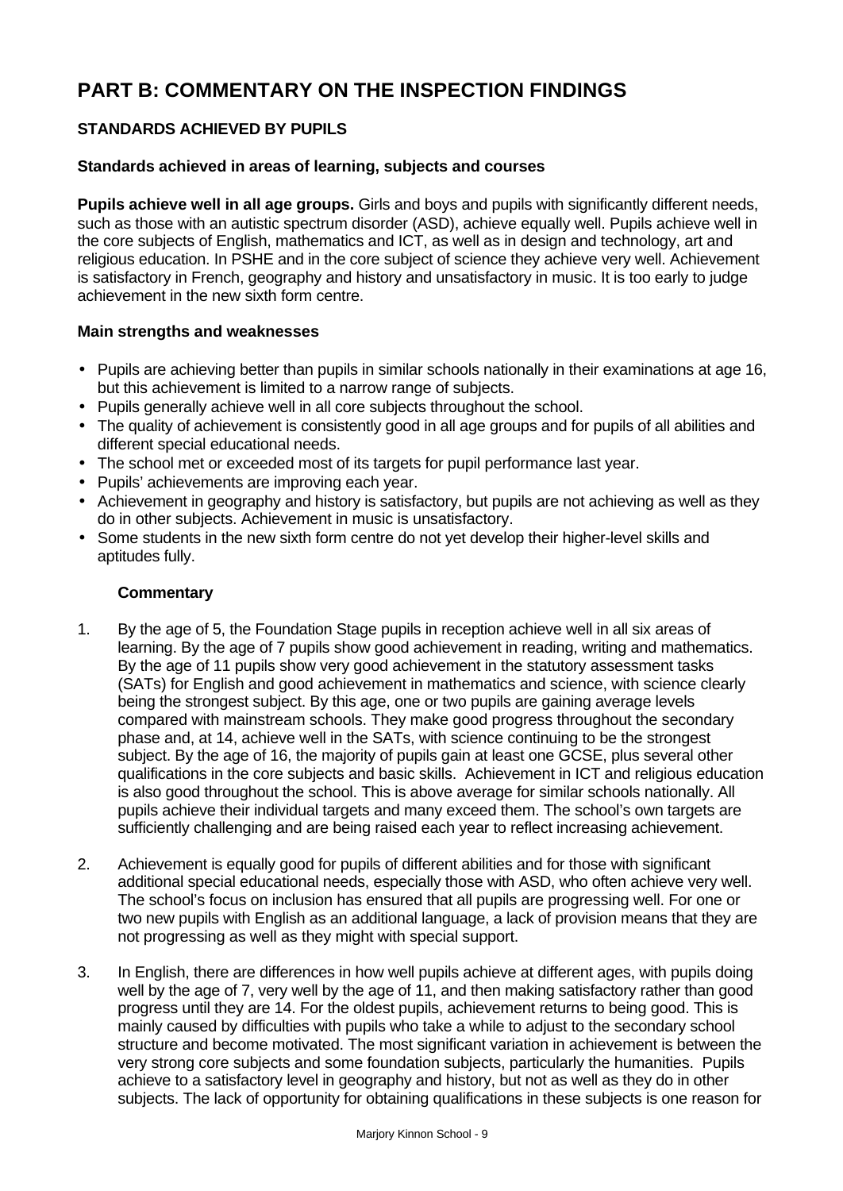# PART B: COMMENTARY ON THE INSPECTION FINDINGS

## STANDARDS ACHIEVED BY PUPILS

### Standards achieved in areas of learning, subjects and courses

**Pupils achieve well in all age groups.** Girls and boys and pupils with significantly different needs, such as those with an autistic spectrum disorder (ASD), achieve equally well. Pupils achieve well in the core subjects of English, mathematics and ICT, as well as in design and technology, art and religious education. In PSHE and in the core subject of science they achieve very well. Achievement is satisfactory in French, geography and history and unsatisfactory in music. It is too early to judge achievement in the new sixth form centre.

### Main strengths and weaknesses

- Pupils are achieving better than pupils in similar schools nationally in their examinations at age 16, but this achievement is limited to a narrow range of subjects.
- Pupils generally achieve well in all core subjects throughout the school.
- The quality of achievement is consistently good in all age groups and for pupils of all abilities and different special educational needs.
- The school met or exceeded most of its targets for pupil performance last year.
- Pupils' achievements are improving each year.
- Achievement in geography and history is satisfactory, but pupils are not achieving as well as they do in other subjects. Achievement in music is unsatisfactory.
- Some students in the new sixth form centre do not yet develop their higher-level skills and aptitudes fully.

#### Commentary

1. By the age of 5, the Foundation Stage pupils in reception achieve well in all six areas of learning. By the age of 7 pupils show good achievement in reading, writing and mathematics. By the age of 11 pupils show very good achievement in the statutory assessment tasks (SATs) for English and good achievement in mathematics and science, with science clearly being the strongest subject. By this age, one or two pupils are gaining average levels compared with mainstream schools. They make good progress throughout the secondary phase and, at 14, achieve well in the SATs, with science continuing to be the strongest subject. By the age of 16, the majority of pupils gain at least one GCSE, plus several other qualifications in the core subjects and basic skills. Achievement in ICT and religious education is also good throughout the school. This is above average for similar schools nationally. All pupils achieve their individual targets and many exceed them. The school's own targets are sufficiently challenging and are being raised each year to reflect increasing achievement.

2. Achievement is equally good for pupils of different abilities and for those with significant additional special educational needs, especially those with ASD, who often achieve very well. The school's focus on inclusion has ensured that all pupils are progressing well. For one or two new pupils with English as an additional language, a lack of provision means that they are not progressing as well as they might with special support.

3. In English, there are differences in how well pupils achieve at different ages, with pupils doing well by the age of 7, very well by the age of 11, and then making satisfactory rather than good progress until they are 14. For the oldest pupils, achievement returns to being good. This is mainly caused by difficulties with pupils who take a while to adjust to the secondary school structure and become motivated. The most significant variation in achievement is between the very strong core subjects and some foundation subjects, particularly the humanities. Pupils achieve to a satisfactory level in geography and history, but not as well as they do in other subjects. The lack of opportunity for obtaining qualifications in these subjects is one reason for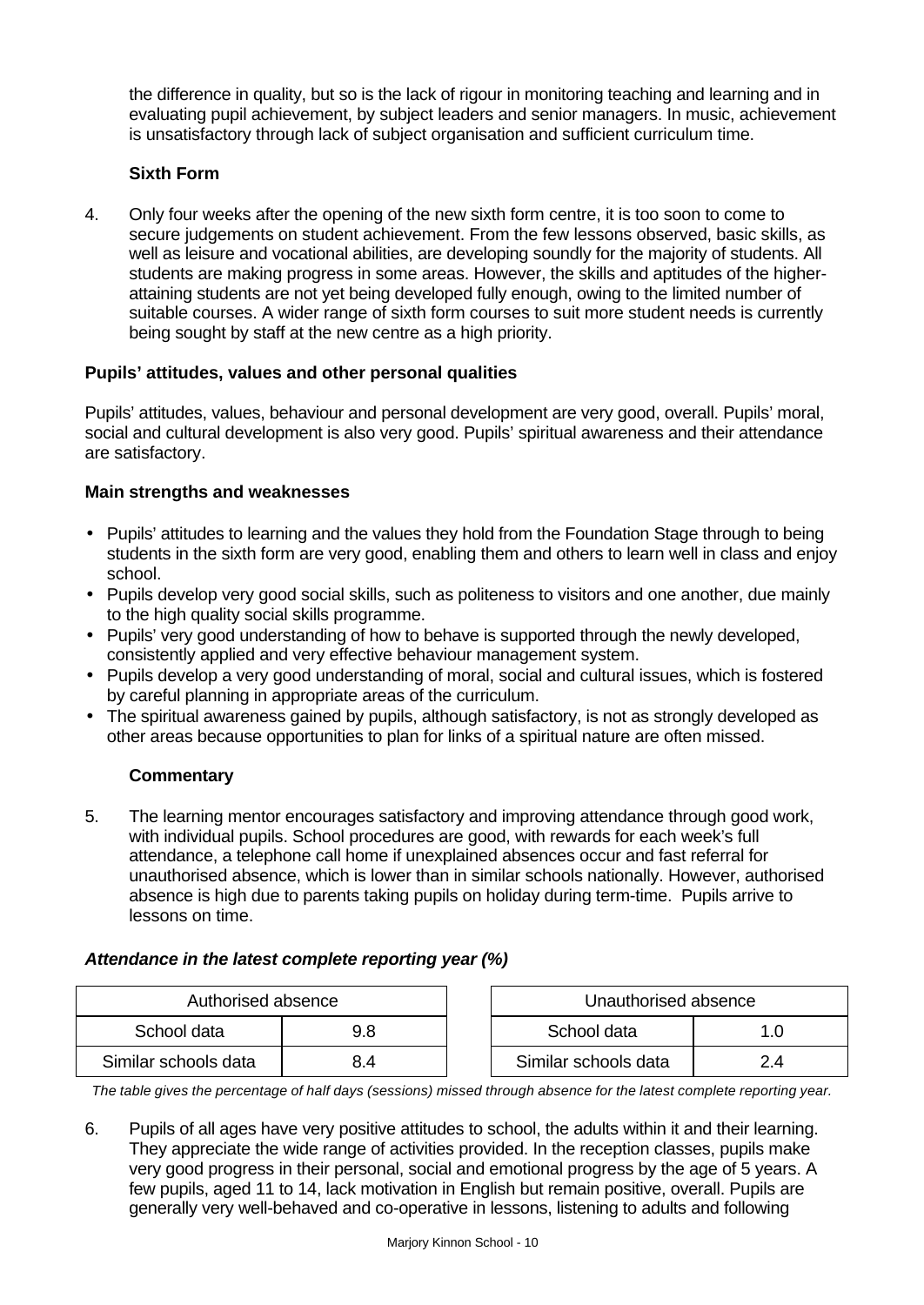the difference in quality, but so is the lack of rigour in monitoring teaching and learning and in evaluating pupil achievement, by subject leaders and senior managers. In music, achievement is unsatisfactory through lack of subject organisation and sufficient curriculum time.

**Sixth Form**

4. Only four weeks after the opening of the new sixth form centre, it is too soon to come to secure judgements on student achievement. From the few lessons observed, basic skills, as well as leisure and vocational abilities, are developing soundly for the majority of students. All students are making progress in some areas. However, the skills and aptitudes of the higher-attaining students are not yet being developed fully enough, owing to the limited number of suitable courses. A wider range of sixth form courses to suit more student needs is currently being sought by staff at the new centre as a high priority.

**Pupils' attitudes, values and other personal qualities**

Pupils' attitudes, values, behaviour and personal development are very good, overall. Pupils' moral, social and cultural development is also very good. Pupils' spiritual awareness and their attendance are satisfactory.

**Main strengths and weaknesses**

- Pupils' attitudes to learning and the values they hold from the Foundation Stage through to being students in the sixth form are very good, enabling them and others to learn well in class and enjoy school.
- Pupils develop very good social skills, such as politeness to visitors and one another, due mainly to the high quality social skills programme.
- Pupils' very good understanding of how to behave is supported through the newly developed, consistently applied and very effective behaviour management system.
- Pupils develop a very good understanding of moral, social and cultural issues, which is fostered by careful planning in appropriate areas of the curriculum.
- The spiritual awareness gained by pupils, although satisfactory, is not as strongly developed as other areas because opportunities to plan for links of a spiritual nature are often missed.

**Commentary**

5. The learning mentor encourages satisfactory and improving attendance through good work, with individual pupils. School procedures are good, with rewards for each week's full attendance, a telephone call home if unexplained absences occur and fast referral for unauthorised absence, which is lower than in similar schools nationally. However, authorised absence is high due to parents taking pupils on holiday during term-time. Pupils arrive to lessons on time.

***Attendance in the latest complete reporting year (%)***

| Authorised absence | |
|---|---|
| School data | 9.8 |
| Similar schools data | 8.4 |

| Unauthorised absence | |
|---|---|
| School data | 1.0 |
| Similar schools data | 2.4 |

*The table gives the percentage of half days (sessions) missed through absence for the latest complete reporting year.*

6. Pupils of all ages have very positive attitudes to school, the adults within it and their learning. They appreciate the wide range of activities provided. In the reception classes, pupils make very good progress in their personal, social and emotional progress by the age of 5 years. A few pupils, aged 11 to 14, lack motivation in English but remain positive, overall. Pupils are generally very well-behaved and co-operative in lessons, listening to adults and following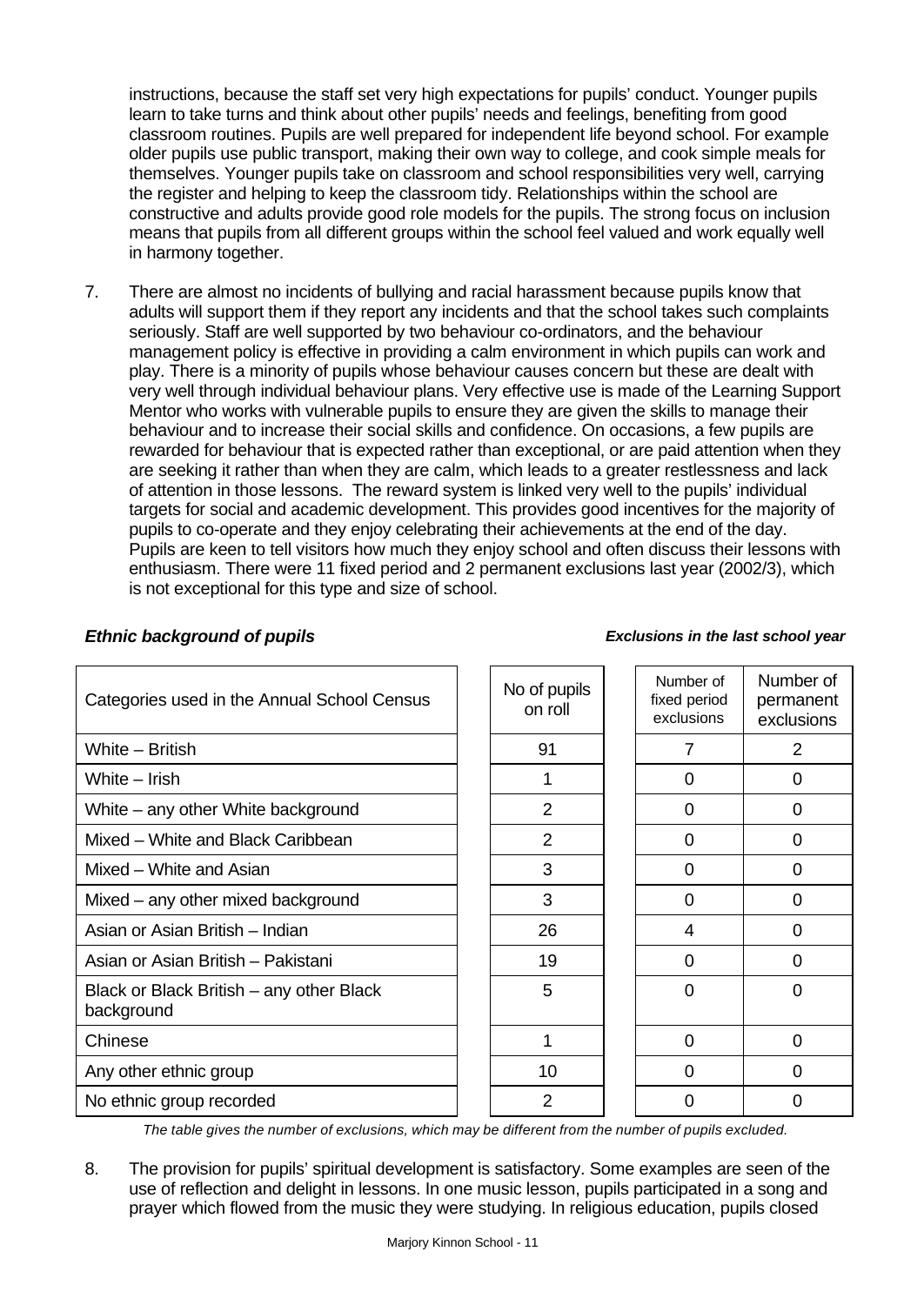instructions, because the staff set very high expectations for pupils' conduct. Younger pupils learn to take turns and think about other pupils' needs and feelings, benefiting from good classroom routines. Pupils are well prepared for independent life beyond school. For example older pupils use public transport, making their own way to college, and cook simple meals for themselves. Younger pupils take on classroom and school responsibilities very well, carrying the register and helping to keep the classroom tidy. Relationships within the school are constructive and adults provide good role models for the pupils. The strong focus on inclusion means that pupils from all different groups within the school feel valued and work equally well in harmony together.

7. There are almost no incidents of bullying and racial harassment because pupils know that adults will support them if they report any incidents and that the school takes such complaints seriously. Staff are well supported by two behaviour co-ordinators, and the behaviour management policy is effective in providing a calm environment in which pupils can work and play. There is a minority of pupils whose behaviour causes concern but these are dealt with very well through individual behaviour plans. Very effective use is made of the Learning Support Mentor who works with vulnerable pupils to ensure they are given the skills to manage their behaviour and to increase their social skills and confidence. On occasions, a few pupils are rewarded for behaviour that is expected rather than exceptional, or are paid attention when they are seeking it rather than when they are calm, which leads to a greater restlessness and lack of attention in those lessons. The reward system is linked very well to the pupils' individual targets for social and academic development. This provides good incentives for the majority of pupils to co-operate and they enjoy celebrating their achievements at the end of the day. Pupils are keen to tell visitors how much they enjoy school and often discuss their lessons with enthusiasm. There were 11 fixed period and 2 permanent exclusions last year (2002/3), which is not exceptional for this type and size of school.

***Ethnic background of pupils*** | ***Exclusions in the last school year***

| Categories used in the Annual School Census | No of pupils on roll | Number of fixed period exclusions | Number of permanent exclusions |
|---|---|---|---|
| White – British | 91 | 7 | 2 |
| White – Irish | 1 | 0 | 0 |
| White – any other White background | 2 | 0 | 0 |
| Mixed – White and Black Caribbean | 2 | 0 | 0 |
| Mixed – White and Asian | 3 | 0 | 0 |
| Mixed – any other mixed background | 3 | 0 | 0 |
| Asian or Asian British – Indian | 26 | 4 | 0 |
| Asian or Asian British – Pakistani | 19 | 0 | 0 |
| Black or Black British – any other Black background | 5 | 0 | 0 |
| Chinese | 1 | 0 | 0 |
| Any other ethnic group | 10 | 0 | 0 |
| No ethnic group recorded | 2 | 0 | 0 |

*The table gives the number of exclusions, which may be different from the number of pupils excluded.*

8. The provision for pupils' spiritual development is satisfactory. Some examples are seen of the use of reflection and delight in lessons. In one music lesson, pupils participated in a song and prayer which flowed from the music they were studying. In religious education, pupils closed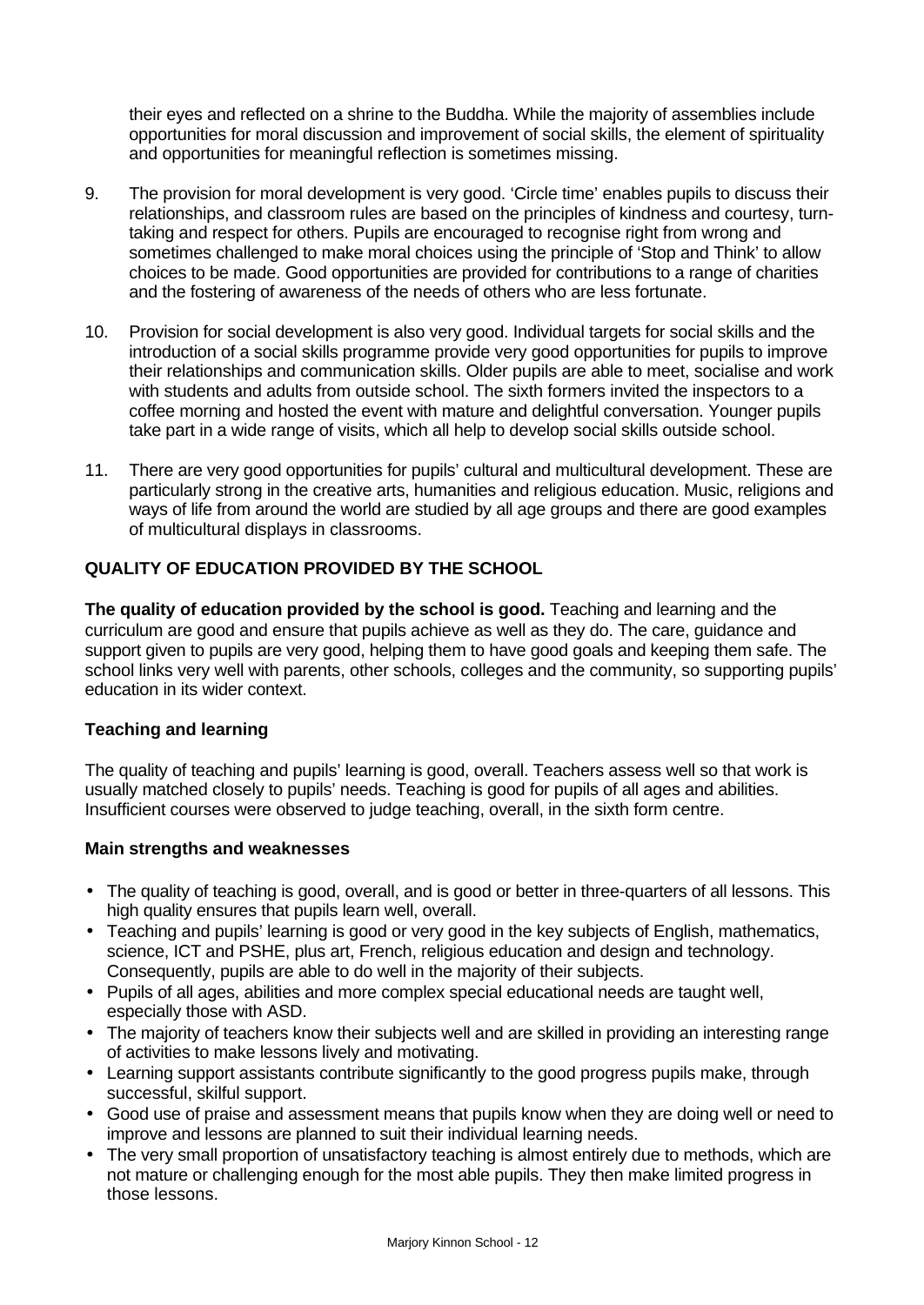their eyes and reflected on a shrine to the Buddha. While the majority of assemblies include opportunities for moral discussion and improvement of social skills, the element of spirituality and opportunities for meaningful reflection is sometimes missing.

9. The provision for moral development is very good. 'Circle time' enables pupils to discuss their relationships, and classroom rules are based on the principles of kindness and courtesy, turn-taking and respect for others. Pupils are encouraged to recognise right from wrong and sometimes challenged to make moral choices using the principle of 'Stop and Think' to allow choices to be made. Good opportunities are provided for contributions to a range of charities and the fostering of awareness of the needs of others who are less fortunate.

10. Provision for social development is also very good. Individual targets for social skills and the introduction of a social skills programme provide very good opportunities for pupils to improve their relationships and communication skills. Older pupils are able to meet, socialise and work with students and adults from outside school. The sixth formers invited the inspectors to a coffee morning and hosted the event with mature and delightful conversation. Younger pupils take part in a wide range of visits, which all help to develop social skills outside school.

11. There are very good opportunities for pupils' cultural and multicultural development. These are particularly strong in the creative arts, humanities and religious education. Music, religions and ways of life from around the world are studied by all age groups and there are good examples of multicultural displays in classrooms.

## QUALITY OF EDUCATION PROVIDED BY THE SCHOOL

**The quality of education provided by the school is good.** Teaching and learning and the curriculum are good and ensure that pupils achieve as well as they do. The care, guidance and support given to pupils are very good, helping them to have good goals and keeping them safe. The school links very well with parents, other schools, colleges and the community, so supporting pupils' education in its wider context.

### Teaching and learning

The quality of teaching and pupils' learning is good, overall. Teachers assess well so that work is usually matched closely to pupils' needs. Teaching is good for pupils of all ages and abilities. Insufficient courses were observed to judge teaching, overall, in the sixth form centre.

#### Main strengths and weaknesses

- The quality of teaching is good, overall, and is good or better in three-quarters of all lessons. This high quality ensures that pupils learn well, overall.
- Teaching and pupils' learning is good or very good in the key subjects of English, mathematics, science, ICT and PSHE, plus art, French, religious education and design and technology. Consequently, pupils are able to do well in the majority of their subjects.
- Pupils of all ages, abilities and more complex special educational needs are taught well, especially those with ASD.
- The majority of teachers know their subjects well and are skilled in providing an interesting range of activities to make lessons lively and motivating.
- Learning support assistants contribute significantly to the good progress pupils make, through successful, skilful support.
- Good use of praise and assessment means that pupils know when they are doing well or need to improve and lessons are planned to suit their individual learning needs.
- The very small proportion of unsatisfactory teaching is almost entirely due to methods, which are not mature or challenging enough for the most able pupils. They then make limited progress in those lessons.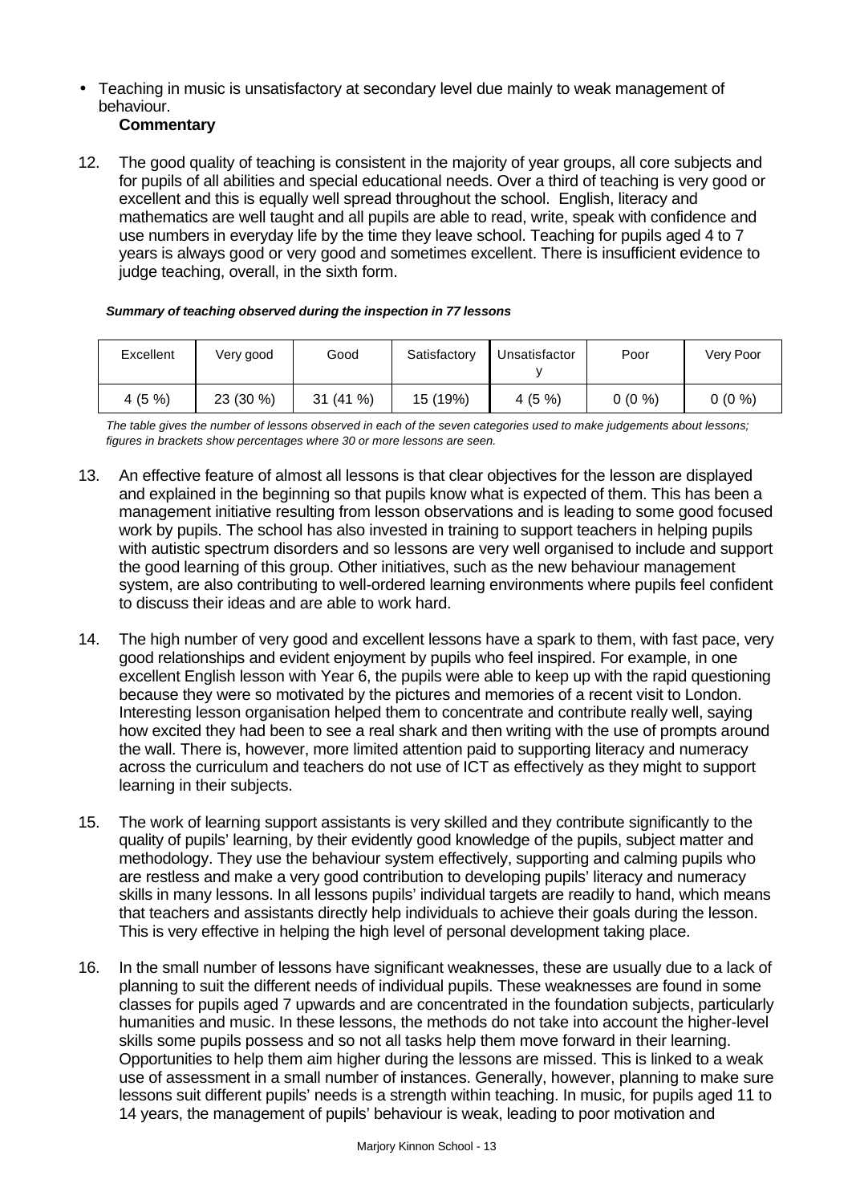- Teaching in music is unsatisfactory at secondary level due mainly to weak management of behaviour.

**Commentary**

12. The good quality of teaching is consistent in the majority of year groups, all core subjects and for pupils of all abilities and special educational needs. Over a third of teaching is very good or excellent and this is equally well spread throughout the school. English, literacy and mathematics are well taught and all pupils are able to read, write, speak with confidence and use numbers in everyday life by the time they leave school. Teaching for pupils aged 4 to 7 years is always good or very good and sometimes excellent. There is insufficient evidence to judge teaching, overall, in the sixth form.

***Summary of teaching observed during the inspection in 77 lessons***

| Excellent | Very good | Good | Satisfactory | Unsatisfactory | Poor | Very Poor |
|---|---|---|---|---|---|---|
| 4 (5 %) | 23 (30 %) | 31 (41 %) | 15 (19%) | 4 (5 %) | 0 (0 %) | 0 (0 %) |

*The table gives the number of lessons observed in each of the seven categories used to make judgements about lessons; figures in brackets show percentages where 30 or more lessons are seen.*

13. An effective feature of almost all lessons is that clear objectives for the lesson are displayed and explained in the beginning so that pupils know what is expected of them. This has been a management initiative resulting from lesson observations and is leading to some good focused work by pupils. The school has also invested in training to support teachers in helping pupils with autistic spectrum disorders and so lessons are very well organised to include and support the good learning of this group. Other initiatives, such as the new behaviour management system, are also contributing to well-ordered learning environments where pupils feel confident to discuss their ideas and are able to work hard.

14. The high number of very good and excellent lessons have a spark to them, with fast pace, very good relationships and evident enjoyment by pupils who feel inspired. For example, in one excellent English lesson with Year 6, the pupils were able to keep up with the rapid questioning because they were so motivated by the pictures and memories of a recent visit to London. Interesting lesson organisation helped them to concentrate and contribute really well, saying how excited they had been to see a real shark and then writing with the use of prompts around the wall. There is, however, more limited attention paid to supporting literacy and numeracy across the curriculum and teachers do not use of ICT as effectively as they might to support learning in their subjects.

15. The work of learning support assistants is very skilled and they contribute significantly to the quality of pupils' learning, by their evidently good knowledge of the pupils, subject matter and methodology. They use the behaviour system effectively, supporting and calming pupils who are restless and make a very good contribution to developing pupils' literacy and numeracy skills in many lessons. In all lessons pupils' individual targets are readily to hand, which means that teachers and assistants directly help individuals to achieve their goals during the lesson. This is very effective in helping the high level of personal development taking place.

16. In the small number of lessons have significant weaknesses, these are usually due to a lack of planning to suit the different needs of individual pupils. These weaknesses are found in some classes for pupils aged 7 upwards and are concentrated in the foundation subjects, particularly humanities and music. In these lessons, the methods do not take into account the higher-level skills some pupils possess and so not all tasks help them move forward in their learning. Opportunities to help them aim higher during the lessons are missed. This is linked to a weak use of assessment in a small number of instances. Generally, however, planning to make sure lessons suit different pupils' needs is a strength within teaching. In music, for pupils aged 11 to 14 years, the management of pupils' behaviour is weak, leading to poor motivation and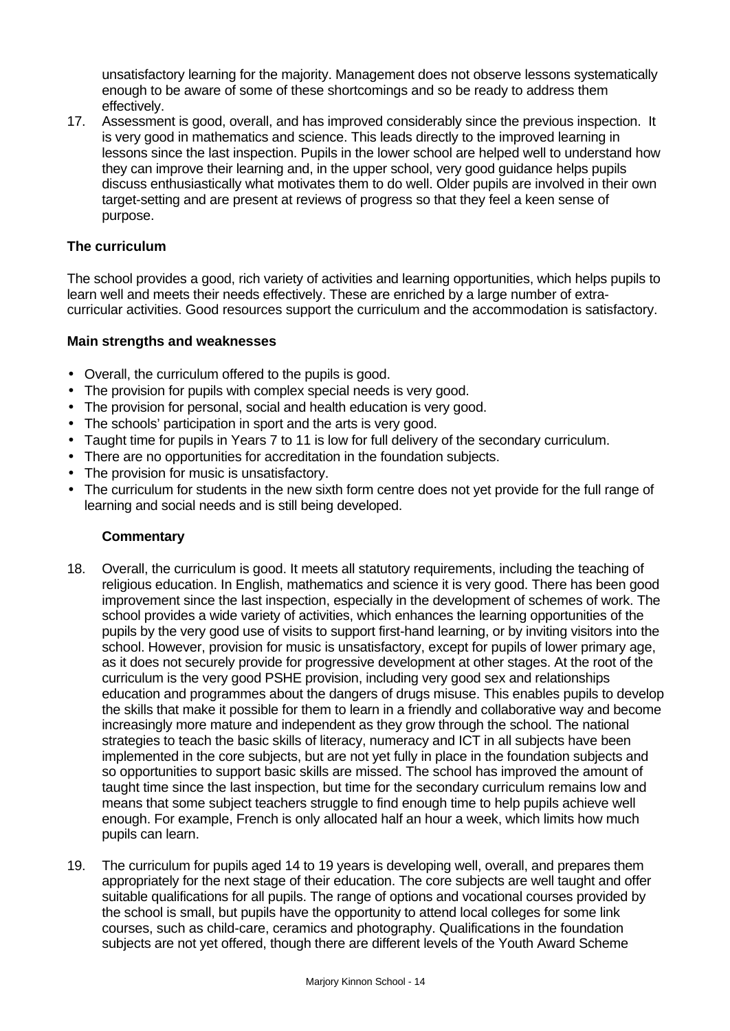unsatisfactory learning for the majority. Management does not observe lessons systematically enough to be aware of some of these shortcomings and so be ready to address them effectively.

17. Assessment is good, overall, and has improved considerably since the previous inspection. It is very good in mathematics and science. This leads directly to the improved learning in lessons since the last inspection. Pupils in the lower school are helped well to understand how they can improve their learning and, in the upper school, very good guidance helps pupils discuss enthusiastically what motivates them to do well. Older pupils are involved in their own target-setting and are present at reviews of progress so that they feel a keen sense of purpose.

**The curriculum**

The school provides a good, rich variety of activities and learning opportunities, which helps pupils to learn well and meets their needs effectively. These are enriched by a large number of extra-curricular activities. Good resources support the curriculum and the accommodation is satisfactory.

**Main strengths and weaknesses**

- Overall, the curriculum offered to the pupils is good.
- The provision for pupils with complex special needs is very good.
- The provision for personal, social and health education is very good.
- The schools' participation in sport and the arts is very good.
- Taught time for pupils in Years 7 to 11 is low for full delivery of the secondary curriculum.
- There are no opportunities for accreditation in the foundation subjects.
- The provision for music is unsatisfactory.
- The curriculum for students in the new sixth form centre does not yet provide for the full range of learning and social needs and is still being developed.

**Commentary**

18. Overall, the curriculum is good. It meets all statutory requirements, including the teaching of religious education. In English, mathematics and science it is very good. There has been good improvement since the last inspection, especially in the development of schemes of work. The school provides a wide variety of activities, which enhances the learning opportunities of the pupils by the very good use of visits to support first-hand learning, or by inviting visitors into the school. However, provision for music is unsatisfactory, except for pupils of lower primary age, as it does not securely provide for progressive development at other stages. At the root of the curriculum is the very good PSHE provision, including very good sex and relationships education and programmes about the dangers of drugs misuse. This enables pupils to develop the skills that make it possible for them to learn in a friendly and collaborative way and become increasingly more mature and independent as they grow through the school. The national strategies to teach the basic skills of literacy, numeracy and ICT in all subjects have been implemented in the core subjects, but are not yet fully in place in the foundation subjects and so opportunities to support basic skills are missed. The school has improved the amount of taught time since the last inspection, but time for the secondary curriculum remains low and means that some subject teachers struggle to find enough time to help pupils achieve well enough. For example, French is only allocated half an hour a week, which limits how much pupils can learn.

19. The curriculum for pupils aged 14 to 19 years is developing well, overall, and prepares them appropriately for the next stage of their education. The core subjects are well taught and offer suitable qualifications for all pupils. The range of options and vocational courses provided by the school is small, but pupils have the opportunity to attend local colleges for some link courses, such as child-care, ceramics and photography. Qualifications in the foundation subjects are not yet offered, though there are different levels of the Youth Award Scheme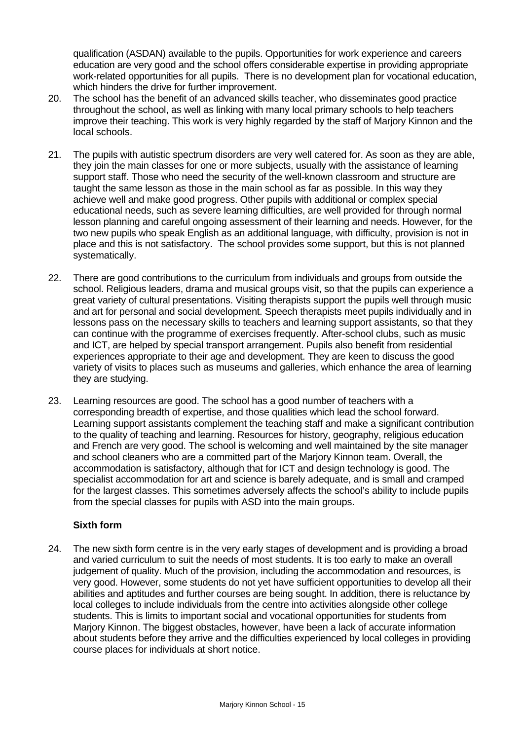qualification (ASDAN) available to the pupils. Opportunities for work experience and careers education are very good and the school offers considerable expertise in providing appropriate work-related opportunities for all pupils. There is no development plan for vocational education, which hinders the drive for further improvement.

20. The school has the benefit of an advanced skills teacher, who disseminates good practice throughout the school, as well as linking with many local primary schools to help teachers improve their teaching. This work is very highly regarded by the staff of Marjory Kinnon and the local schools.

21. The pupils with autistic spectrum disorders are very well catered for. As soon as they are able, they join the main classes for one or more subjects, usually with the assistance of learning support staff. Those who need the security of the well-known classroom and structure are taught the same lesson as those in the main school as far as possible. In this way they achieve well and make good progress. Other pupils with additional or complex special educational needs, such as severe learning difficulties, are well provided for through normal lesson planning and careful ongoing assessment of their learning and needs. However, for the two new pupils who speak English as an additional language, with difficulty, provision is not in place and this is not satisfactory. The school provides some support, but this is not planned systematically.

22. There are good contributions to the curriculum from individuals and groups from outside the school. Religious leaders, drama and musical groups visit, so that the pupils can experience a great variety of cultural presentations. Visiting therapists support the pupils well through music and art for personal and social development. Speech therapists meet pupils individually and in lessons pass on the necessary skills to teachers and learning support assistants, so that they can continue with the programme of exercises frequently. After-school clubs, such as music and ICT, are helped by special transport arrangement. Pupils also benefit from residential experiences appropriate to their age and development. They are keen to discuss the good variety of visits to places such as museums and galleries, which enhance the area of learning they are studying.

23. Learning resources are good. The school has a good number of teachers with a corresponding breadth of expertise, and those qualities which lead the school forward. Learning support assistants complement the teaching staff and make a significant contribution to the quality of teaching and learning. Resources for history, geography, religious education and French are very good. The school is welcoming and well maintained by the site manager and school cleaners who are a committed part of the Marjory Kinnon team. Overall, the accommodation is satisfactory, although that for ICT and design technology is good. The specialist accommodation for art and science is barely adequate, and is small and cramped for the largest classes. This sometimes adversely affects the school's ability to include pupils from the special classes for pupils with ASD into the main groups.

**Sixth form**

24. The new sixth form centre is in the very early stages of development and is providing a broad and varied curriculum to suit the needs of most students. It is too early to make an overall judgement of quality. Much of the provision, including the accommodation and resources, is very good. However, some students do not yet have sufficient opportunities to develop all their abilities and aptitudes and further courses are being sought. In addition, there is reluctance by local colleges to include individuals from the centre into activities alongside other college students. This is limits to important social and vocational opportunities for students from Marjory Kinnon. The biggest obstacles, however, have been a lack of accurate information about students before they arrive and the difficulties experienced by local colleges in providing course places for individuals at short notice.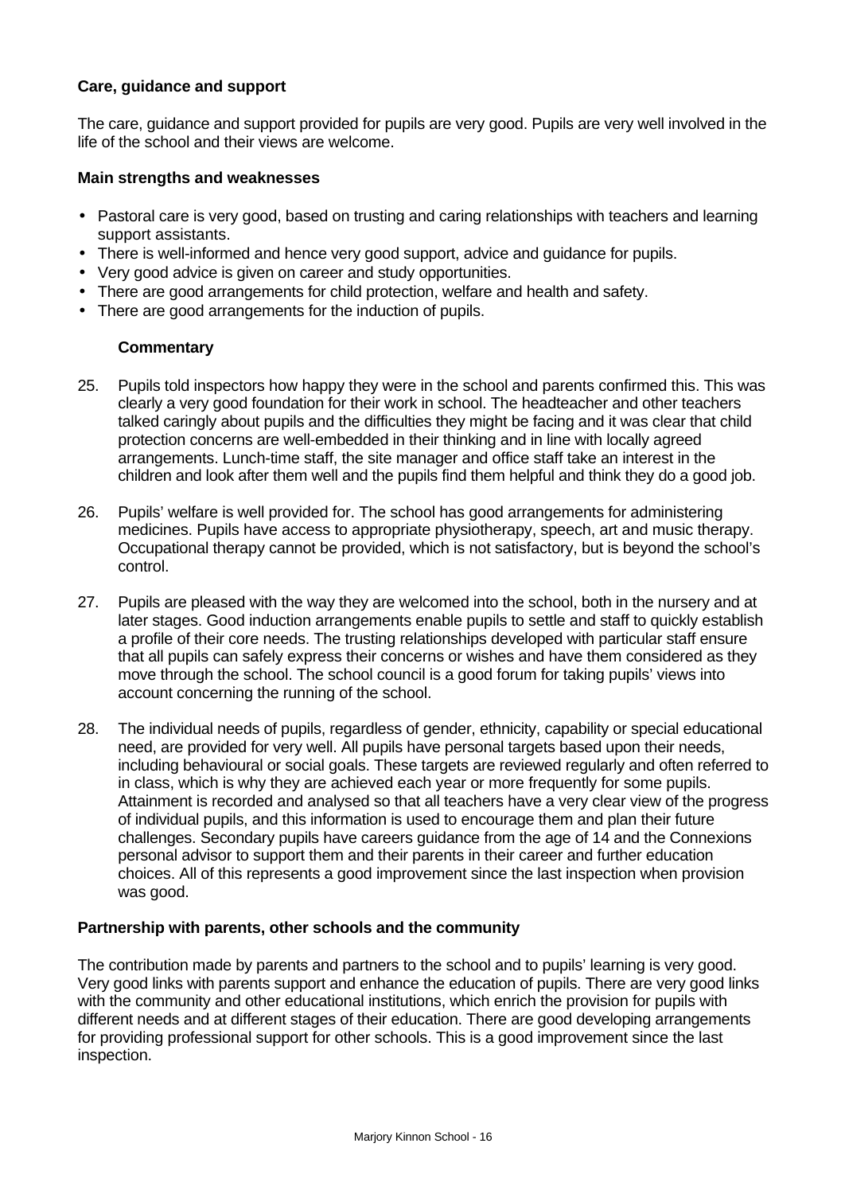### Care, guidance and support

The care, guidance and support provided for pupils are very good. Pupils are very well involved in the life of the school and their views are welcome.

#### Main strengths and weaknesses

- Pastoral care is very good, based on trusting and caring relationships with teachers and learning support assistants.
- There is well-informed and hence very good support, advice and guidance for pupils.
- Very good advice is given on career and study opportunities.
- There are good arrangements for child protection, welfare and health and safety.
- There are good arrangements for the induction of pupils.

#### Commentary

25. Pupils told inspectors how happy they were in the school and parents confirmed this. This was clearly a very good foundation for their work in school. The headteacher and other teachers talked caringly about pupils and the difficulties they might be facing and it was clear that child protection concerns are well-embedded in their thinking and in line with locally agreed arrangements. Lunch-time staff, the site manager and office staff take an interest in the children and look after them well and the pupils find them helpful and think they do a good job.

26. Pupils' welfare is well provided for. The school has good arrangements for administering medicines. Pupils have access to appropriate physiotherapy, speech, art and music therapy. Occupational therapy cannot be provided, which is not satisfactory, but is beyond the school's control.

27. Pupils are pleased with the way they are welcomed into the school, both in the nursery and at later stages. Good induction arrangements enable pupils to settle and staff to quickly establish a profile of their core needs. The trusting relationships developed with particular staff ensure that all pupils can safely express their concerns or wishes and have them considered as they move through the school. The school council is a good forum for taking pupils' views into account concerning the running of the school.

28. The individual needs of pupils, regardless of gender, ethnicity, capability or special educational need, are provided for very well. All pupils have personal targets based upon their needs, including behavioural or social goals. These targets are reviewed regularly and often referred to in class, which is why they are achieved each year or more frequently for some pupils. Attainment is recorded and analysed so that all teachers have a very clear view of the progress of individual pupils, and this information is used to encourage them and plan their future challenges. Secondary pupils have careers guidance from the age of 14 and the Connexions personal advisor to support them and their parents in their career and further education choices. All of this represents a good improvement since the last inspection when provision was good.

### Partnership with parents, other schools and the community

The contribution made by parents and partners to the school and to pupils' learning is very good. Very good links with parents support and enhance the education of pupils. There are very good links with the community and other educational institutions, which enrich the provision for pupils with different needs and at different stages of their education. There are good developing arrangements for providing professional support for other schools. This is a good improvement since the last inspection.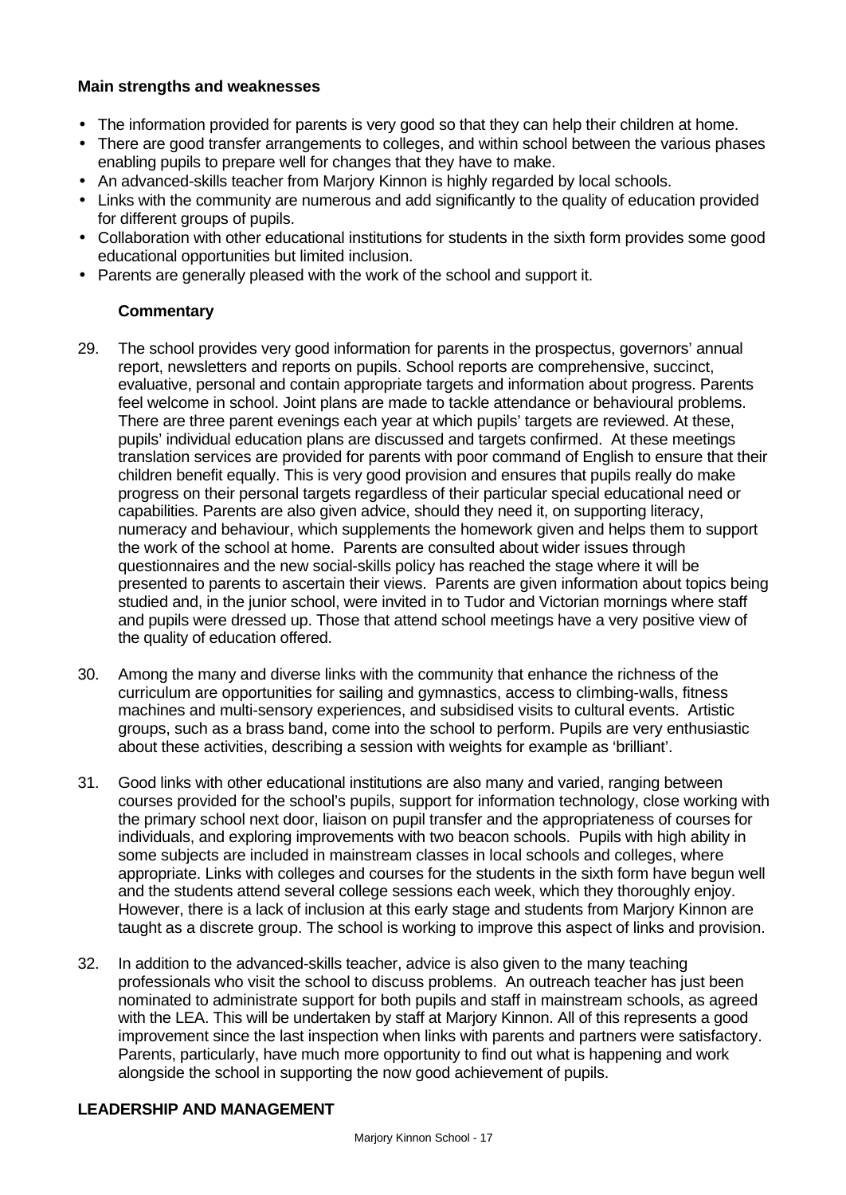**Main strengths and weaknesses**

- The information provided for parents is very good so that they can help their children at home.
- There are good transfer arrangements to colleges, and within school between the various phases enabling pupils to prepare well for changes that they have to make.
- An advanced-skills teacher from Marjory Kinnon is highly regarded by local schools.
- Links with the community are numerous and add significantly to the quality of education provided for different groups of pupils.
- Collaboration with other educational institutions for students in the sixth form provides some good educational opportunities but limited inclusion.
- Parents are generally pleased with the work of the school and support it.

**Commentary**

29. The school provides very good information for parents in the prospectus, governors' annual report, newsletters and reports on pupils. School reports are comprehensive, succinct, evaluative, personal and contain appropriate targets and information about progress. Parents feel welcome in school. Joint plans are made to tackle attendance or behavioural problems. There are three parent evenings each year at which pupils' targets are reviewed. At these, pupils' individual education plans are discussed and targets confirmed. At these meetings translation services are provided for parents with poor command of English to ensure that their children benefit equally. This is very good provision and ensures that pupils really do make progress on their personal targets regardless of their particular special educational need or capabilities. Parents are also given advice, should they need it, on supporting literacy, numeracy and behaviour, which supplements the homework given and helps them to support the work of the school at home. Parents are consulted about wider issues through questionnaires and the new social-skills policy has reached the stage where it will be presented to parents to ascertain their views. Parents are given information about topics being studied and, in the junior school, were invited in to Tudor and Victorian mornings where staff and pupils were dressed up. Those that attend school meetings have a very positive view of the quality of education offered.

30. Among the many and diverse links with the community that enhance the richness of the curriculum are opportunities for sailing and gymnastics, access to climbing-walls, fitness machines and multi-sensory experiences, and subsidised visits to cultural events. Artistic groups, such as a brass band, come into the school to perform. Pupils are very enthusiastic about these activities, describing a session with weights for example as 'brilliant'.

31. Good links with other educational institutions are also many and varied, ranging between courses provided for the school's pupils, support for information technology, close working with the primary school next door, liaison on pupil transfer and the appropriateness of courses for individuals, and exploring improvements with two beacon schools. Pupils with high ability in some subjects are included in mainstream classes in local schools and colleges, where appropriate. Links with colleges and courses for the students in the sixth form have begun well and the students attend several college sessions each week, which they thoroughly enjoy. However, there is a lack of inclusion at this early stage and students from Marjory Kinnon are taught as a discrete group. The school is working to improve this aspect of links and provision.

32. In addition to the advanced-skills teacher, advice is also given to the many teaching professionals who visit the school to discuss problems. An outreach teacher has just been nominated to administrate support for both pupils and staff in mainstream schools, as agreed with the LEA. This will be undertaken by staff at Marjory Kinnon. All of this represents a good improvement since the last inspection when links with parents and partners were satisfactory. Parents, particularly, have much more opportunity to find out what is happening and work alongside the school in supporting the now good achievement of pupils.

**LEADERSHIP AND MANAGEMENT**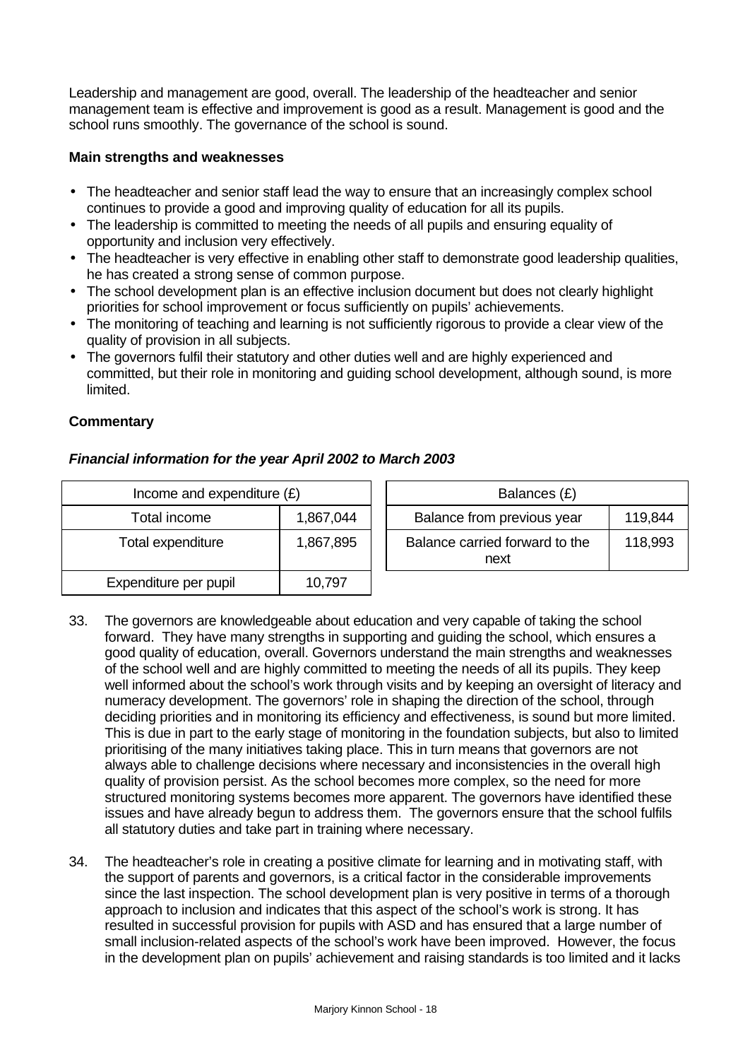Leadership and management are good, overall. The leadership of the headteacher and senior management team is effective and improvement is good as a result. Management is good and the school runs smoothly. The governance of the school is sound.

**Main strengths and weaknesses**

- The headteacher and senior staff lead the way to ensure that an increasingly complex school continues to provide a good and improving quality of education for all its pupils.
- The leadership is committed to meeting the needs of all pupils and ensuring equality of opportunity and inclusion very effectively.
- The headteacher is very effective in enabling other staff to demonstrate good leadership qualities, he has created a strong sense of common purpose.
- The school development plan is an effective inclusion document but does not clearly highlight priorities for school improvement or focus sufficiently on pupils' achievements.
- The monitoring of teaching and learning is not sufficiently rigorous to provide a clear view of the quality of provision in all subjects.
- The governors fulfil their statutory and other duties well and are highly experienced and committed, but their role in monitoring and guiding school development, although sound, is more limited.

**Commentary**

***Financial information for the year April 2002 to March 2003***

| Income and expenditure (£) | |
|---|---|
| Total income | 1,867,044 |
| Total expenditure | 1,867,895 |
| Expenditure per pupil | 10,797 |

| Balances (£) | |
|---|---|
| Balance from previous year | 119,844 |
| Balance carried forward to the next | 118,993 |

33. The governors are knowledgeable about education and very capable of taking the school forward. They have many strengths in supporting and guiding the school, which ensures a good quality of education, overall. Governors understand the main strengths and weaknesses of the school well and are highly committed to meeting the needs of all its pupils. They keep well informed about the school's work through visits and by keeping an oversight of literacy and numeracy development. The governors' role in shaping the direction of the school, through deciding priorities and in monitoring its efficiency and effectiveness, is sound but more limited. This is due in part to the early stage of monitoring in the foundation subjects, but also to limited prioritising of the many initiatives taking place. This in turn means that governors are not always able to challenge decisions where necessary and inconsistencies in the overall high quality of provision persist. As the school becomes more complex, so the need for more structured monitoring systems becomes more apparent. The governors have identified these issues and have already begun to address them. The governors ensure that the school fulfils all statutory duties and take part in training where necessary.

34. The headteacher's role in creating a positive climate for learning and in motivating staff, with the support of parents and governors, is a critical factor in the considerable improvements since the last inspection. The school development plan is very positive in terms of a thorough approach to inclusion and indicates that this aspect of the school's work is strong. It has resulted in successful provision for pupils with ASD and has ensured that a large number of small inclusion-related aspects of the school's work have been improved. However, the focus in the development plan on pupils' achievement and raising standards is too limited and it lacks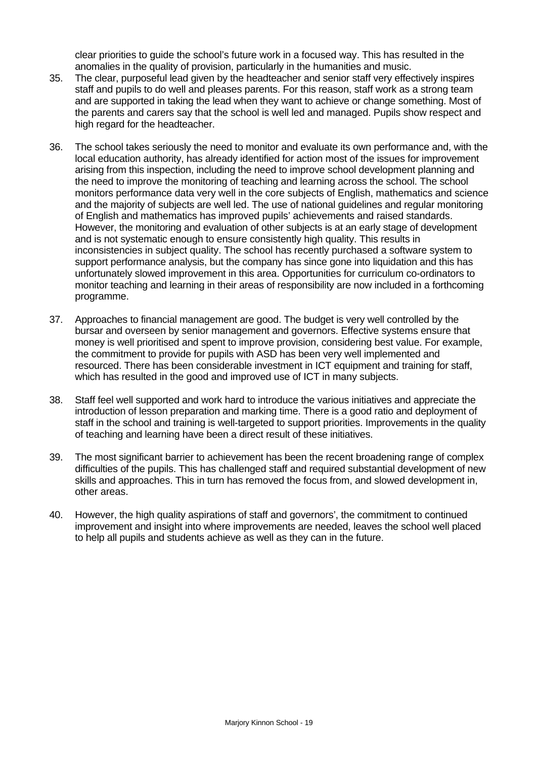clear priorities to guide the school's future work in a focused way. This has resulted in the anomalies in the quality of provision, particularly in the humanities and music.

35. The clear, purposeful lead given by the headteacher and senior staff very effectively inspires staff and pupils to do well and pleases parents. For this reason, staff work as a strong team and are supported in taking the lead when they want to achieve or change something. Most of the parents and carers say that the school is well led and managed. Pupils show respect and high regard for the headteacher.

36. The school takes seriously the need to monitor and evaluate its own performance and, with the local education authority, has already identified for action most of the issues for improvement arising from this inspection, including the need to improve school development planning and the need to improve the monitoring of teaching and learning across the school. The school monitors performance data very well in the core subjects of English, mathematics and science and the majority of subjects are well led. The use of national guidelines and regular monitoring of English and mathematics has improved pupils' achievements and raised standards. However, the monitoring and evaluation of other subjects is at an early stage of development and is not systematic enough to ensure consistently high quality. This results in inconsistencies in subject quality. The school has recently purchased a software system to support performance analysis, but the company has since gone into liquidation and this has unfortunately slowed improvement in this area. Opportunities for curriculum co-ordinators to monitor teaching and learning in their areas of responsibility are now included in a forthcoming programme.

37. Approaches to financial management are good. The budget is very well controlled by the bursar and overseen by senior management and governors. Effective systems ensure that money is well prioritised and spent to improve provision, considering best value. For example, the commitment to provide for pupils with ASD has been very well implemented and resourced. There has been considerable investment in ICT equipment and training for staff, which has resulted in the good and improved use of ICT in many subjects.

38. Staff feel well supported and work hard to introduce the various initiatives and appreciate the introduction of lesson preparation and marking time. There is a good ratio and deployment of staff in the school and training is well-targeted to support priorities. Improvements in the quality of teaching and learning have been a direct result of these initiatives.

39. The most significant barrier to achievement has been the recent broadening range of complex difficulties of the pupils. This has challenged staff and required substantial development of new skills and approaches. This in turn has removed the focus from, and slowed development in, other areas.

40. However, the high quality aspirations of staff and governors', the commitment to continued improvement and insight into where improvements are needed, leaves the school well placed to help all pupils and students achieve as well as they can in the future.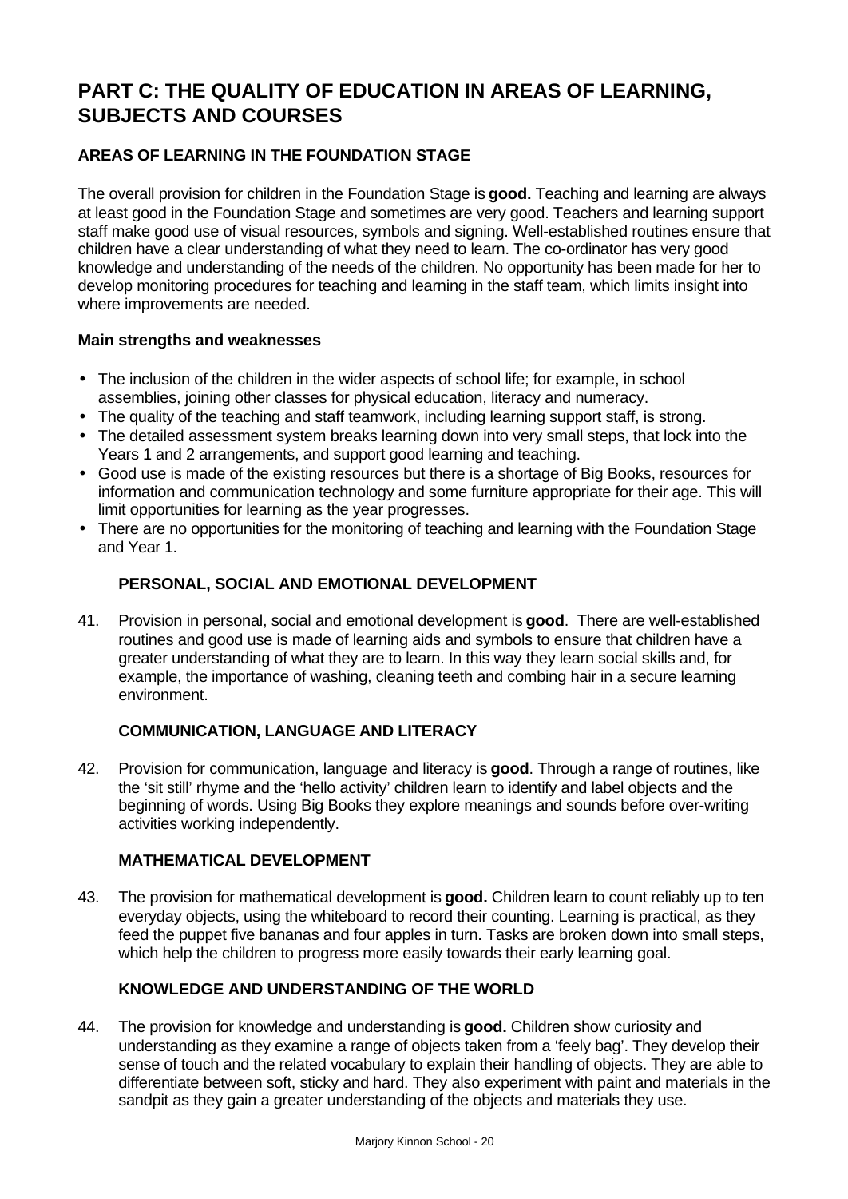# PART C: THE QUALITY OF EDUCATION IN AREAS OF LEARNING, SUBJECTS AND COURSES

## AREAS OF LEARNING IN THE FOUNDATION STAGE

The overall provision for children in the Foundation Stage is **good.** Teaching and learning are always at least good in the Foundation Stage and sometimes are very good. Teachers and learning support staff make good use of visual resources, symbols and signing. Well-established routines ensure that children have a clear understanding of what they need to learn. The co-ordinator has very good knowledge and understanding of the needs of the children. No opportunity has been made for her to develop monitoring procedures for teaching and learning in the staff team, which limits insight into where improvements are needed.

**Main strengths and weaknesses**

- The inclusion of the children in the wider aspects of school life; for example, in school assemblies, joining other classes for physical education, literacy and numeracy.
- The quality of the teaching and staff teamwork, including learning support staff, is strong.
- The detailed assessment system breaks learning down into very small steps, that lock into the Years 1 and 2 arrangements, and support good learning and teaching.
- Good use is made of the existing resources but there is a shortage of Big Books, resources for information and communication technology and some furniture appropriate for their age. This will limit opportunities for learning as the year progresses.
- There are no opportunities for the monitoring of teaching and learning with the Foundation Stage and Year 1.

### PERSONAL, SOCIAL AND EMOTIONAL DEVELOPMENT

41. Provision in personal, social and emotional development is **good**. There are well-established routines and good use is made of learning aids and symbols to ensure that children have a greater understanding of what they are to learn. In this way they learn social skills and, for example, the importance of washing, cleaning teeth and combing hair in a secure learning environment.

### COMMUNICATION, LANGUAGE AND LITERACY

42. Provision for communication, language and literacy is **good**. Through a range of routines, like the 'sit still' rhyme and the 'hello activity' children learn to identify and label objects and the beginning of words. Using Big Books they explore meanings and sounds before over-writing activities working independently.

### MATHEMATICAL DEVELOPMENT

43. The provision for mathematical development is **good.** Children learn to count reliably up to ten everyday objects, using the whiteboard to record their counting. Learning is practical, as they feed the puppet five bananas and four apples in turn. Tasks are broken down into small steps, which help the children to progress more easily towards their early learning goal.

### KNOWLEDGE AND UNDERSTANDING OF THE WORLD

44. The provision for knowledge and understanding is **good.** Children show curiosity and understanding as they examine a range of objects taken from a 'feely bag'. They develop their sense of touch and the related vocabulary to explain their handling of objects. They are able to differentiate between soft, sticky and hard. They also experiment with paint and materials in the sandpit as they gain a greater understanding of the objects and materials they use.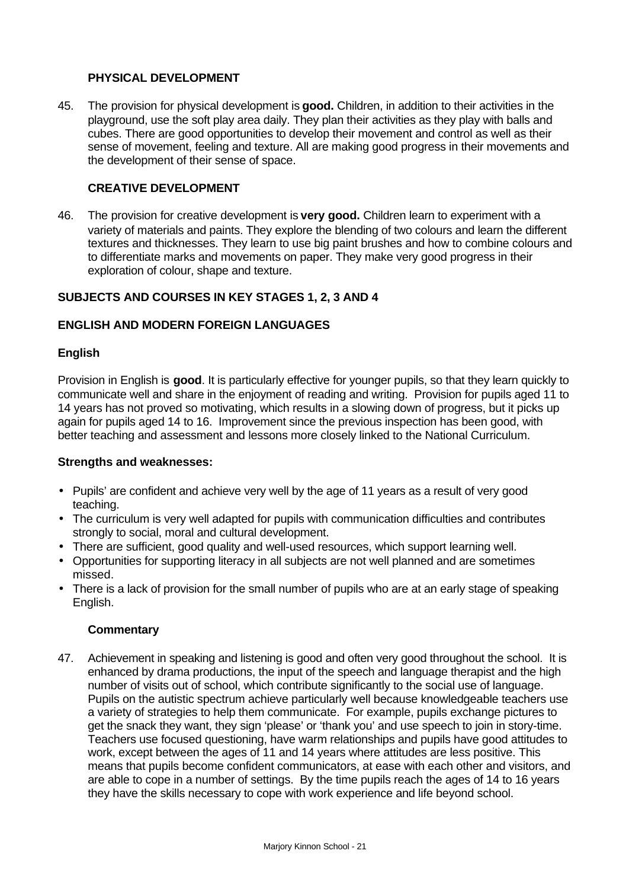### PHYSICAL DEVELOPMENT

45. The provision for physical development is **good.** Children, in addition to their activities in the playground, use the soft play area daily. They plan their activities as they play with balls and cubes. There are good opportunities to develop their movement and control as well as their sense of movement, feeling and texture. All are making good progress in their movements and the development of their sense of space.

### CREATIVE DEVELOPMENT

46. The provision for creative development is **very good.** Children learn to experiment with a variety of materials and paints. They explore the blending of two colours and learn the different textures and thicknesses. They learn to use big paint brushes and how to combine colours and to differentiate marks and movements on paper. They make very good progress in their exploration of colour, shape and texture.

## SUBJECTS AND COURSES IN KEY STAGES 1, 2, 3 AND 4

## ENGLISH AND MODERN FOREIGN LANGUAGES

### English

Provision in English is **good**. It is particularly effective for younger pupils, so that they learn quickly to communicate well and share in the enjoyment of reading and writing. Provision for pupils aged 11 to 14 years has not proved so motivating, which results in a slowing down of progress, but it picks up again for pupils aged 14 to 16. Improvement since the previous inspection has been good, with better teaching and assessment and lessons more closely linked to the National Curriculum.

**Strengths and weaknesses:**

- Pupils' are confident and achieve very well by the age of 11 years as a result of very good teaching.
- The curriculum is very well adapted for pupils with communication difficulties and contributes strongly to social, moral and cultural development.
- There are sufficient, good quality and well-used resources, which support learning well.
- Opportunities for supporting literacy in all subjects are not well planned and are sometimes missed.
- There is a lack of provision for the small number of pupils who are at an early stage of speaking English.

#### Commentary

47. Achievement in speaking and listening is good and often very good throughout the school. It is enhanced by drama productions, the input of the speech and language therapist and the high number of visits out of school, which contribute significantly to the social use of language. Pupils on the autistic spectrum achieve particularly well because knowledgeable teachers use a variety of strategies to help them communicate. For example, pupils exchange pictures to get the snack they want, they sign 'please' or 'thank you' and use speech to join in story-time. Teachers use focused questioning, have warm relationships and pupils have good attitudes to work, except between the ages of 11 and 14 years where attitudes are less positive. This means that pupils become confident communicators, at ease with each other and visitors, and are able to cope in a number of settings. By the time pupils reach the ages of 14 to 16 years they have the skills necessary to cope with work experience and life beyond school.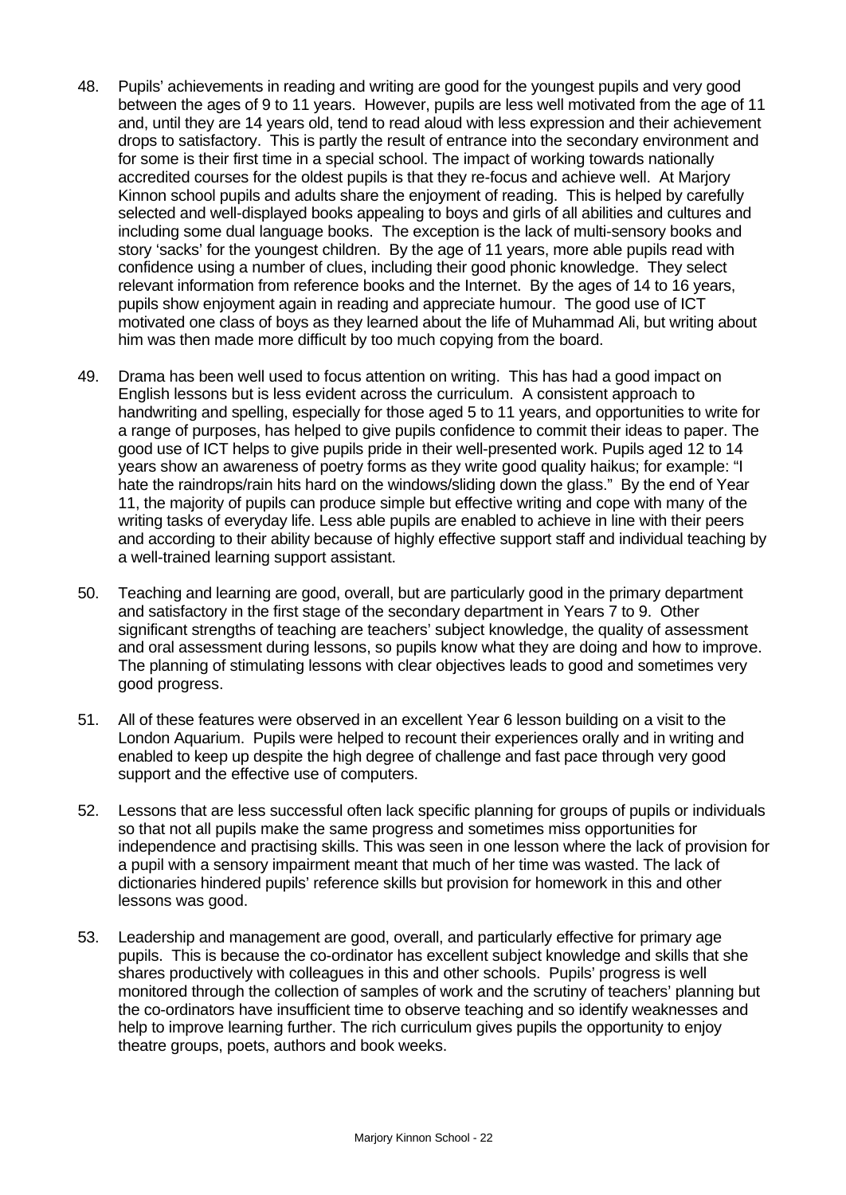48. Pupils' achievements in reading and writing are good for the youngest pupils and very good between the ages of 9 to 11 years. However, pupils are less well motivated from the age of 11 and, until they are 14 years old, tend to read aloud with less expression and their achievement drops to satisfactory. This is partly the result of entrance into the secondary environment and for some is their first time in a special school. The impact of working towards nationally accredited courses for the oldest pupils is that they re-focus and achieve well. At Marjory Kinnon school pupils and adults share the enjoyment of reading. This is helped by carefully selected and well-displayed books appealing to boys and girls of all abilities and cultures and including some dual language books. The exception is the lack of multi-sensory books and story 'sacks' for the youngest children. By the age of 11 years, more able pupils read with confidence using a number of clues, including their good phonic knowledge. They select relevant information from reference books and the Internet. By the ages of 14 to 16 years, pupils show enjoyment again in reading and appreciate humour. The good use of ICT motivated one class of boys as they learned about the life of Muhammad Ali, but writing about him was then made more difficult by too much copying from the board.

49. Drama has been well used to focus attention on writing. This has had a good impact on English lessons but is less evident across the curriculum. A consistent approach to handwriting and spelling, especially for those aged 5 to 11 years, and opportunities to write for a range of purposes, has helped to give pupils confidence to commit their ideas to paper. The good use of ICT helps to give pupils pride in their well-presented work. Pupils aged 12 to 14 years show an awareness of poetry forms as they write good quality haikus; for example: "I hate the raindrops/rain hits hard on the windows/sliding down the glass." By the end of Year 11, the majority of pupils can produce simple but effective writing and cope with many of the writing tasks of everyday life. Less able pupils are enabled to achieve in line with their peers and according to their ability because of highly effective support staff and individual teaching by a well-trained learning support assistant.

50. Teaching and learning are good, overall, but are particularly good in the primary department and satisfactory in the first stage of the secondary department in Years 7 to 9. Other significant strengths of teaching are teachers' subject knowledge, the quality of assessment and oral assessment during lessons, so pupils know what they are doing and how to improve. The planning of stimulating lessons with clear objectives leads to good and sometimes very good progress.

51. All of these features were observed in an excellent Year 6 lesson building on a visit to the London Aquarium. Pupils were helped to recount their experiences orally and in writing and enabled to keep up despite the high degree of challenge and fast pace through very good support and the effective use of computers.

52. Lessons that are less successful often lack specific planning for groups of pupils or individuals so that not all pupils make the same progress and sometimes miss opportunities for independence and practising skills. This was seen in one lesson where the lack of provision for a pupil with a sensory impairment meant that much of her time was wasted. The lack of dictionaries hindered pupils' reference skills but provision for homework in this and other lessons was good.

53. Leadership and management are good, overall, and particularly effective for primary age pupils. This is because the co-ordinator has excellent subject knowledge and skills that she shares productively with colleagues in this and other schools. Pupils' progress is well monitored through the collection of samples of work and the scrutiny of teachers' planning but the co-ordinators have insufficient time to observe teaching and so identify weaknesses and help to improve learning further. The rich curriculum gives pupils the opportunity to enjoy theatre groups, poets, authors and book weeks.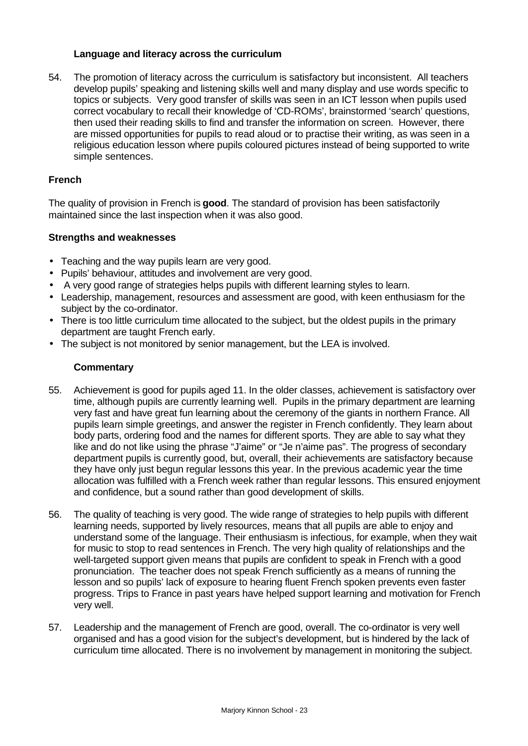### Language and literacy across the curriculum

54. The promotion of literacy across the curriculum is satisfactory but inconsistent. All teachers develop pupils' speaking and listening skills well and many display and use words specific to topics or subjects. Very good transfer of skills was seen in an ICT lesson when pupils used correct vocabulary to recall their knowledge of 'CD-ROMs', brainstormed 'search' questions, then used their reading skills to find and transfer the information on screen. However, there are missed opportunities for pupils to read aloud or to practise their writing, as was seen in a religious education lesson where pupils coloured pictures instead of being supported to write simple sentences.

## French

The quality of provision in French is **good**. The standard of provision has been satisfactorily maintained since the last inspection when it was also good.

### Strengths and weaknesses

- Teaching and the way pupils learn are very good.
- Pupils' behaviour, attitudes and involvement are very good.
- A very good range of strategies helps pupils with different learning styles to learn.
- Leadership, management, resources and assessment are good, with keen enthusiasm for the subject by the co-ordinator.
- There is too little curriculum time allocated to the subject, but the oldest pupils in the primary department are taught French early.
- The subject is not monitored by senior management, but the LEA is involved.

### Commentary

55. Achievement is good for pupils aged 11. In the older classes, achievement is satisfactory over time, although pupils are currently learning well. Pupils in the primary department are learning very fast and have great fun learning about the ceremony of the giants in northern France. All pupils learn simple greetings, and answer the register in French confidently. They learn about body parts, ordering food and the names for different sports. They are able to say what they like and do not like using the phrase "J'aime" or "Je n'aime pas". The progress of secondary department pupils is currently good, but, overall, their achievements are satisfactory because they have only just begun regular lessons this year. In the previous academic year the time allocation was fulfilled with a French week rather than regular lessons. This ensured enjoyment and confidence, but a sound rather than good development of skills.

56. The quality of teaching is very good. The wide range of strategies to help pupils with different learning needs, supported by lively resources, means that all pupils are able to enjoy and understand some of the language. Their enthusiasm is infectious, for example, when they wait for music to stop to read sentences in French. The very high quality of relationships and the well-targeted support given means that pupils are confident to speak in French with a good pronunciation. The teacher does not speak French sufficiently as a means of running the lesson and so pupils' lack of exposure to hearing fluent French spoken prevents even faster progress. Trips to France in past years have helped support learning and motivation for French very well.

57. Leadership and the management of French are good, overall. The co-ordinator is very well organised and has a good vision for the subject's development, but is hindered by the lack of curriculum time allocated. There is no involvement by management in monitoring the subject.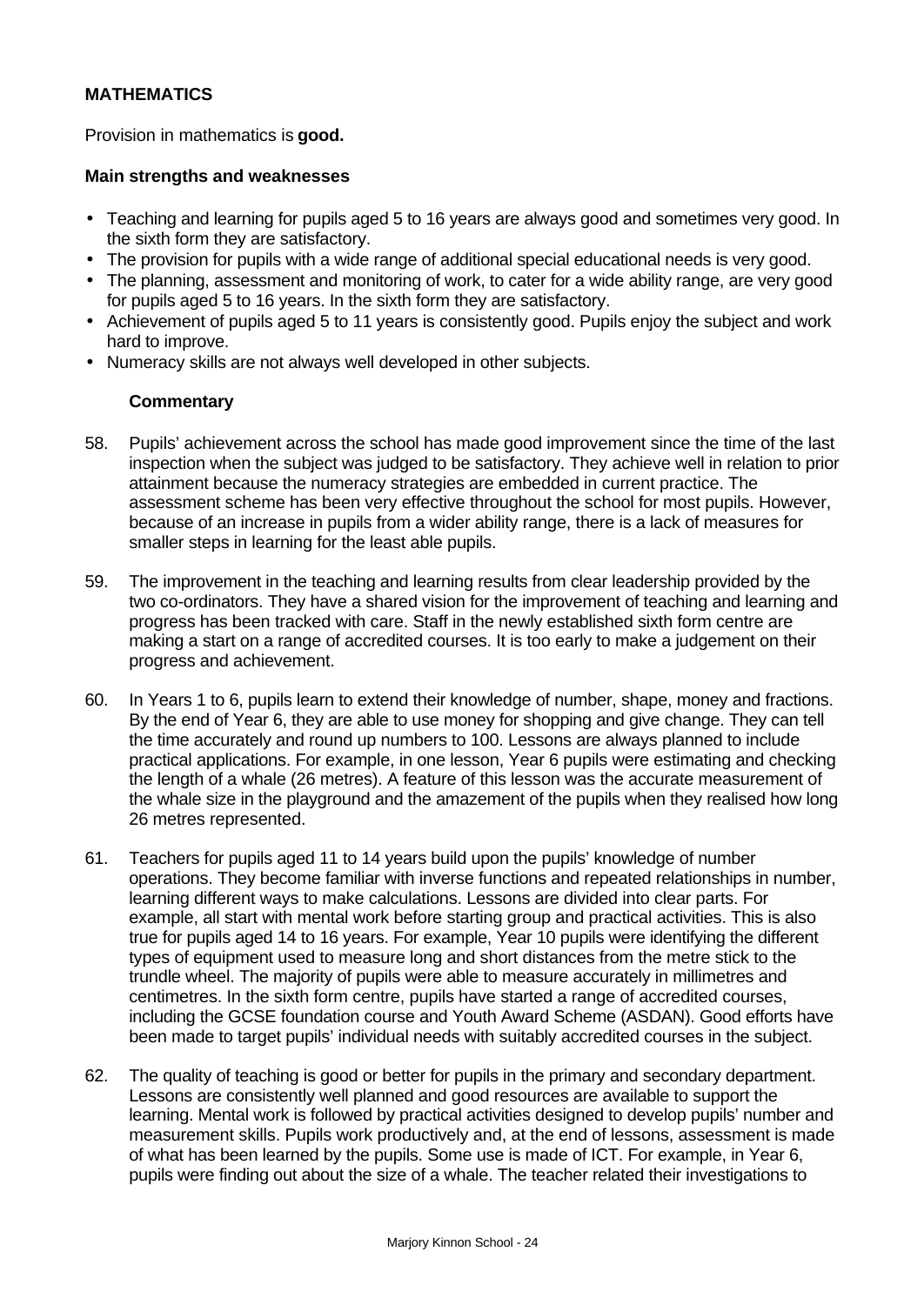**MATHEMATICS**

Provision in mathematics is **good.**

**Main strengths and weaknesses**

- Teaching and learning for pupils aged 5 to 16 years are always good and sometimes very good. In the sixth form they are satisfactory.
- The provision for pupils with a wide range of additional special educational needs is very good.
- The planning, assessment and monitoring of work, to cater for a wide ability range, are very good for pupils aged 5 to 16 years. In the sixth form they are satisfactory.
- Achievement of pupils aged 5 to 11 years is consistently good. Pupils enjoy the subject and work hard to improve.
- Numeracy skills are not always well developed in other subjects.

**Commentary**

58. Pupils' achievement across the school has made good improvement since the time of the last inspection when the subject was judged to be satisfactory. They achieve well in relation to prior attainment because the numeracy strategies are embedded in current practice. The assessment scheme has been very effective throughout the school for most pupils. However, because of an increase in pupils from a wider ability range, there is a lack of measures for smaller steps in learning for the least able pupils.

59. The improvement in the teaching and learning results from clear leadership provided by the two co-ordinators. They have a shared vision for the improvement of teaching and learning and progress has been tracked with care. Staff in the newly established sixth form centre are making a start on a range of accredited courses. It is too early to make a judgement on their progress and achievement.

60. In Years 1 to 6, pupils learn to extend their knowledge of number, shape, money and fractions. By the end of Year 6, they are able to use money for shopping and give change. They can tell the time accurately and round up numbers to 100. Lessons are always planned to include practical applications. For example, in one lesson, Year 6 pupils were estimating and checking the length of a whale (26 metres). A feature of this lesson was the accurate measurement of the whale size in the playground and the amazement of the pupils when they realised how long 26 metres represented.

61. Teachers for pupils aged 11 to 14 years build upon the pupils' knowledge of number operations. They become familiar with inverse functions and repeated relationships in number, learning different ways to make calculations. Lessons are divided into clear parts. For example, all start with mental work before starting group and practical activities. This is also true for pupils aged 14 to 16 years. For example, Year 10 pupils were identifying the different types of equipment used to measure long and short distances from the metre stick to the trundle wheel. The majority of pupils were able to measure accurately in millimetres and centimetres. In the sixth form centre, pupils have started a range of accredited courses, including the GCSE foundation course and Youth Award Scheme (ASDAN). Good efforts have been made to target pupils' individual needs with suitably accredited courses in the subject.

62. The quality of teaching is good or better for pupils in the primary and secondary department. Lessons are consistently well planned and good resources are available to support the learning. Mental work is followed by practical activities designed to develop pupils' number and measurement skills. Pupils work productively and, at the end of lessons, assessment is made of what has been learned by the pupils. Some use is made of ICT. For example, in Year 6, pupils were finding out about the size of a whale. The teacher related their investigations to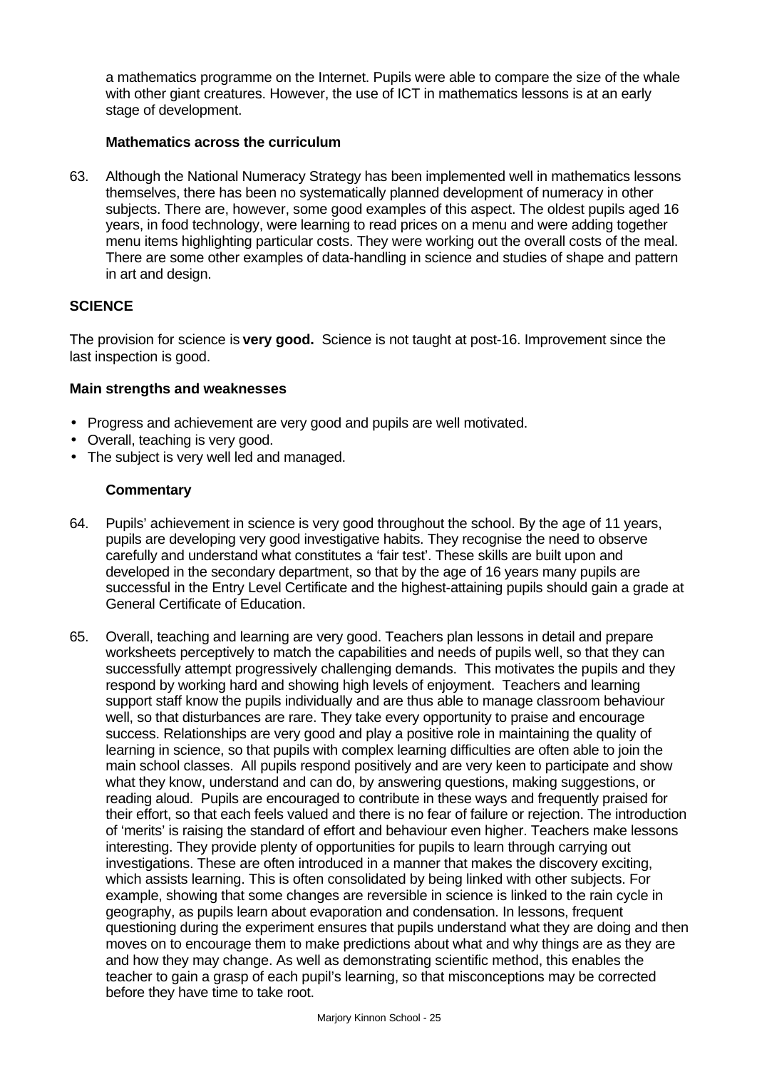a mathematics programme on the Internet. Pupils were able to compare the size of the whale with other giant creatures. However, the use of ICT in mathematics lessons is at an early stage of development.

**Mathematics across the curriculum**

63. Although the National Numeracy Strategy has been implemented well in mathematics lessons themselves, there has been no systematically planned development of numeracy in other subjects. There are, however, some good examples of this aspect. The oldest pupils aged 16 years, in food technology, were learning to read prices on a menu and were adding together menu items highlighting particular costs. They were working out the overall costs of the meal. There are some other examples of data-handling in science and studies of shape and pattern in art and design.

## SCIENCE

The provision for science is **very good.** Science is not taught at post-16. Improvement since the last inspection is good.

### Main strengths and weaknesses

- Progress and achievement are very good and pupils are well motivated.
- Overall, teaching is very good.
- The subject is very well led and managed.

**Commentary**

64. Pupils' achievement in science is very good throughout the school. By the age of 11 years, pupils are developing very good investigative habits. They recognise the need to observe carefully and understand what constitutes a 'fair test'. These skills are built upon and developed in the secondary department, so that by the age of 16 years many pupils are successful in the Entry Level Certificate and the highest-attaining pupils should gain a grade at General Certificate of Education.

65. Overall, teaching and learning are very good. Teachers plan lessons in detail and prepare worksheets perceptively to match the capabilities and needs of pupils well, so that they can successfully attempt progressively challenging demands. This motivates the pupils and they respond by working hard and showing high levels of enjoyment. Teachers and learning support staff know the pupils individually and are thus able to manage classroom behaviour well, so that disturbances are rare. They take every opportunity to praise and encourage success. Relationships are very good and play a positive role in maintaining the quality of learning in science, so that pupils with complex learning difficulties are often able to join the main school classes. All pupils respond positively and are very keen to participate and show what they know, understand and can do, by answering questions, making suggestions, or reading aloud. Pupils are encouraged to contribute in these ways and frequently praised for their effort, so that each feels valued and there is no fear of failure or rejection. The introduction of 'merits' is raising the standard of effort and behaviour even higher. Teachers make lessons interesting. They provide plenty of opportunities for pupils to learn through carrying out investigations. These are often introduced in a manner that makes the discovery exciting, which assists learning. This is often consolidated by being linked with other subjects. For example, showing that some changes are reversible in science is linked to the rain cycle in geography, as pupils learn about evaporation and condensation. In lessons, frequent questioning during the experiment ensures that pupils understand what they are doing and then moves on to encourage them to make predictions about what and why things are as they are and how they may change. As well as demonstrating scientific method, this enables the teacher to gain a grasp of each pupil's learning, so that misconceptions may be corrected before they have time to take root.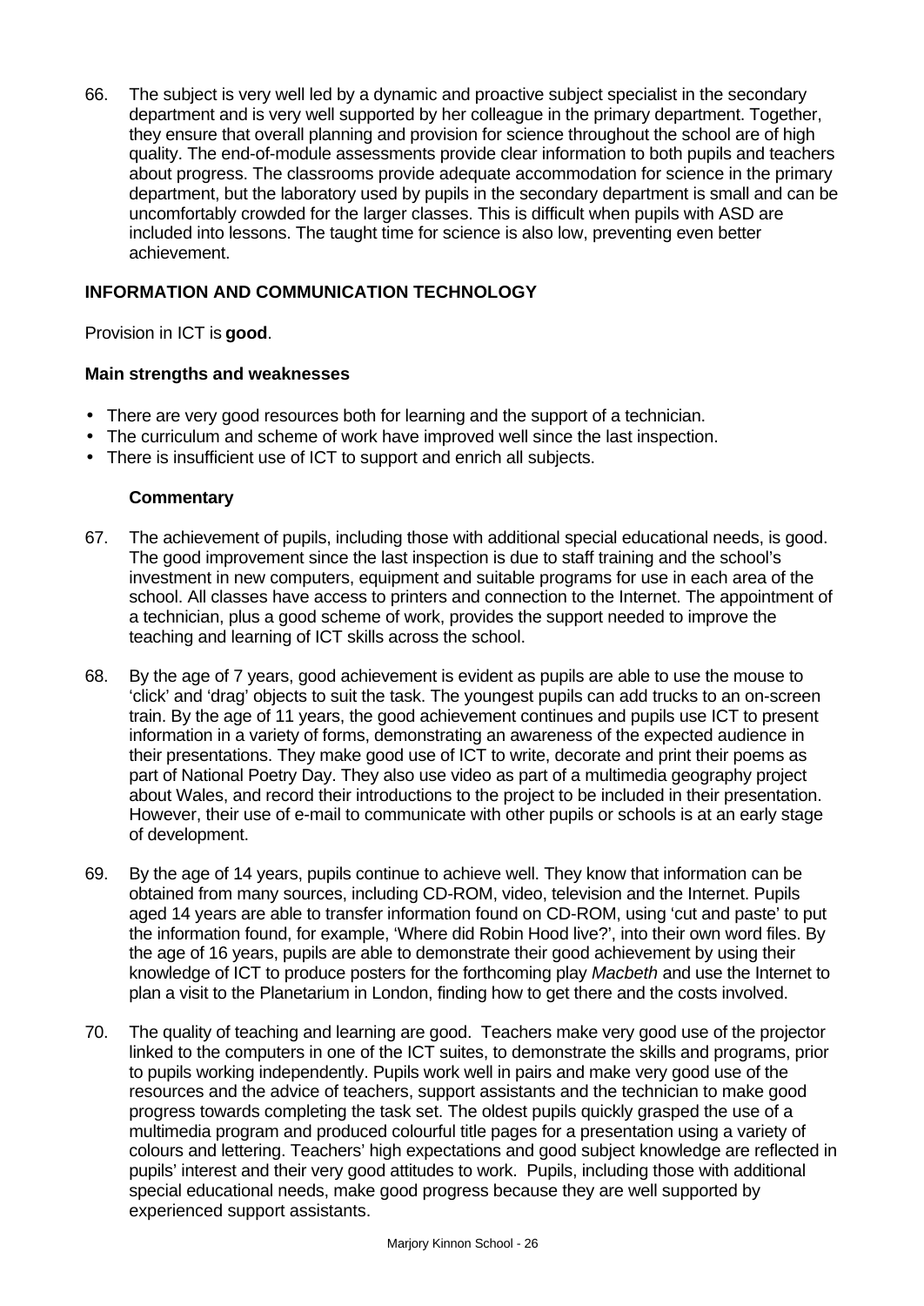66. The subject is very well led by a dynamic and proactive subject specialist in the secondary department and is very well supported by her colleague in the primary department. Together, they ensure that overall planning and provision for science throughout the school are of high quality. The end-of-module assessments provide clear information to both pupils and teachers about progress. The classrooms provide adequate accommodation for science in the primary department, but the laboratory used by pupils in the secondary department is small and can be uncomfortably crowded for the larger classes. This is difficult when pupils with ASD are included into lessons. The taught time for science is also low, preventing even better achievement.

## INFORMATION AND COMMUNICATION TECHNOLOGY

Provision in ICT is **good**.

### Main strengths and weaknesses

- There are very good resources both for learning and the support of a technician.
- The curriculum and scheme of work have improved well since the last inspection.
- There is insufficient use of ICT to support and enrich all subjects.

#### Commentary

67. The achievement of pupils, including those with additional special educational needs, is good. The good improvement since the last inspection is due to staff training and the school's investment in new computers, equipment and suitable programs for use in each area of the school. All classes have access to printers and connection to the Internet. The appointment of a technician, plus a good scheme of work, provides the support needed to improve the teaching and learning of ICT skills across the school.

68. By the age of 7 years, good achievement is evident as pupils are able to use the mouse to 'click' and 'drag' objects to suit the task. The youngest pupils can add trucks to an on-screen train. By the age of 11 years, the good achievement continues and pupils use ICT to present information in a variety of forms, demonstrating an awareness of the expected audience in their presentations. They make good use of ICT to write, decorate and print their poems as part of National Poetry Day. They also use video as part of a multimedia geography project about Wales, and record their introductions to the project to be included in their presentation. However, their use of e-mail to communicate with other pupils or schools is at an early stage of development.

69. By the age of 14 years, pupils continue to achieve well. They know that information can be obtained from many sources, including CD-ROM, video, television and the Internet. Pupils aged 14 years are able to transfer information found on CD-ROM, using 'cut and paste' to put the information found, for example, 'Where did Robin Hood live?', into their own word files. By the age of 16 years, pupils are able to demonstrate their good achievement by using their knowledge of ICT to produce posters for the forthcoming play *Macbeth* and use the Internet to plan a visit to the Planetarium in London, finding how to get there and the costs involved.

70. The quality of teaching and learning are good. Teachers make very good use of the projector linked to the computers in one of the ICT suites, to demonstrate the skills and programs, prior to pupils working independently. Pupils work well in pairs and make very good use of the resources and the advice of teachers, support assistants and the technician to make good progress towards completing the task set. The oldest pupils quickly grasped the use of a multimedia program and produced colourful title pages for a presentation using a variety of colours and lettering. Teachers' high expectations and good subject knowledge are reflected in pupils' interest and their very good attitudes to work. Pupils, including those with additional special educational needs, make good progress because they are well supported by experienced support assistants.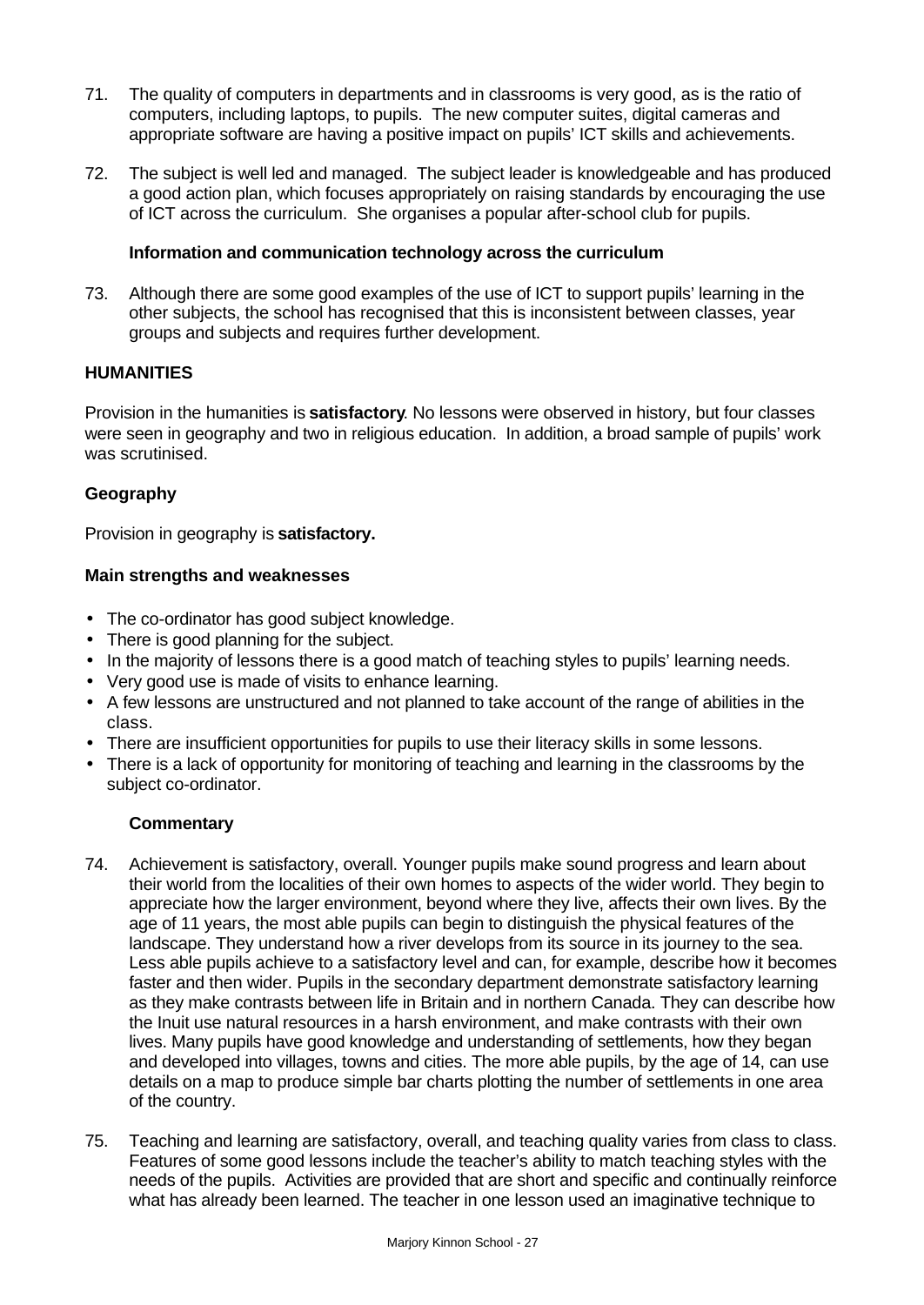71. The quality of computers in departments and in classrooms is very good, as is the ratio of computers, including laptops, to pupils. The new computer suites, digital cameras and appropriate software are having a positive impact on pupils' ICT skills and achievements.

72. The subject is well led and managed. The subject leader is knowledgeable and has produced a good action plan, which focuses appropriately on raising standards by encouraging the use of ICT across the curriculum. She organises a popular after-school club for pupils.

### Information and communication technology across the curriculum

73. Although there are some good examples of the use of ICT to support pupils' learning in the other subjects, the school has recognised that this is inconsistent between classes, year groups and subjects and requires further development.

## HUMANITIES

Provision in the humanities is **satisfactory**. No lessons were observed in history, but four classes were seen in geography and two in religious education. In addition, a broad sample of pupils' work was scrutinised.

### Geography

Provision in geography is **satisfactory.**

### Main strengths and weaknesses

- The co-ordinator has good subject knowledge.
- There is good planning for the subject.
- In the majority of lessons there is a good match of teaching styles to pupils' learning needs.
- Very good use is made of visits to enhance learning.
- A few lessons are unstructured and not planned to take account of the range of abilities in the class.
- There are insufficient opportunities for pupils to use their literacy skills in some lessons.
- There is a lack of opportunity for monitoring of teaching and learning in the classrooms by the subject co-ordinator.

### Commentary

74. Achievement is satisfactory, overall. Younger pupils make sound progress and learn about their world from the localities of their own homes to aspects of the wider world. They begin to appreciate how the larger environment, beyond where they live, affects their own lives. By the age of 11 years, the most able pupils can begin to distinguish the physical features of the landscape. They understand how a river develops from its source in its journey to the sea. Less able pupils achieve to a satisfactory level and can, for example, describe how it becomes faster and then wider. Pupils in the secondary department demonstrate satisfactory learning as they make contrasts between life in Britain and in northern Canada. They can describe how the Inuit use natural resources in a harsh environment, and make contrasts with their own lives. Many pupils have good knowledge and understanding of settlements, how they began and developed into villages, towns and cities. The more able pupils, by the age of 14, can use details on a map to produce simple bar charts plotting the number of settlements in one area of the country.

75. Teaching and learning are satisfactory, overall, and teaching quality varies from class to class. Features of some good lessons include the teacher's ability to match teaching styles with the needs of the pupils. Activities are provided that are short and specific and continually reinforce what has already been learned. The teacher in one lesson used an imaginative technique to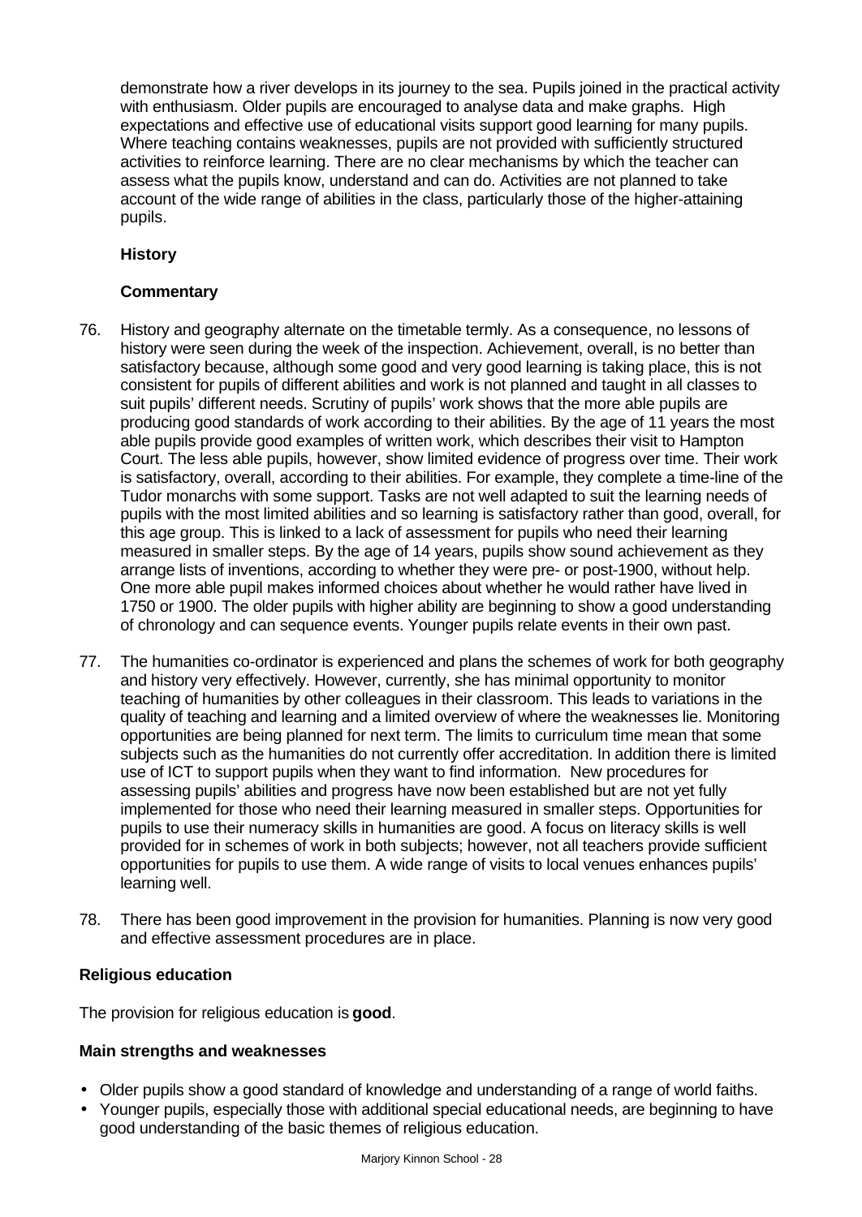demonstrate how a river develops in its journey to the sea. Pupils joined in the practical activity with enthusiasm. Older pupils are encouraged to analyse data and make graphs. High expectations and effective use of educational visits support good learning for many pupils. Where teaching contains weaknesses, pupils are not provided with sufficiently structured activities to reinforce learning. There are no clear mechanisms by which the teacher can assess what the pupils know, understand and can do. Activities are not planned to take account of the wide range of abilities in the class, particularly those of the higher-attaining pupils.

**History**

**Commentary**

76. History and geography alternate on the timetable termly. As a consequence, no lessons of history were seen during the week of the inspection. Achievement, overall, is no better than satisfactory because, although some good and very good learning is taking place, this is not consistent for pupils of different abilities and work is not planned and taught in all classes to suit pupils' different needs. Scrutiny of pupils' work shows that the more able pupils are producing good standards of work according to their abilities. By the age of 11 years the most able pupils provide good examples of written work, which describes their visit to Hampton Court. The less able pupils, however, show limited evidence of progress over time. Their work is satisfactory, overall, according to their abilities. For example, they complete a time-line of the Tudor monarchs with some support. Tasks are not well adapted to suit the learning needs of pupils with the most limited abilities and so learning is satisfactory rather than good, overall, for this age group. This is linked to a lack of assessment for pupils who need their learning measured in smaller steps. By the age of 14 years, pupils show sound achievement as they arrange lists of inventions, according to whether they were pre- or post-1900, without help. One more able pupil makes informed choices about whether he would rather have lived in 1750 or 1900. The older pupils with higher ability are beginning to show a good understanding of chronology and can sequence events. Younger pupils relate events in their own past.

77. The humanities co-ordinator is experienced and plans the schemes of work for both geography and history very effectively. However, currently, she has minimal opportunity to monitor teaching of humanities by other colleagues in their classroom. This leads to variations in the quality of teaching and learning and a limited overview of where the weaknesses lie. Monitoring opportunities are being planned for next term. The limits to curriculum time mean that some subjects such as the humanities do not currently offer accreditation. In addition there is limited use of ICT to support pupils when they want to find information. New procedures for assessing pupils' abilities and progress have now been established but are not yet fully implemented for those who need their learning measured in smaller steps. Opportunities for pupils to use their numeracy skills in humanities are good. A focus on literacy skills is well provided for in schemes of work in both subjects; however, not all teachers provide sufficient opportunities for pupils to use them. A wide range of visits to local venues enhances pupils' learning well.

78. There has been good improvement in the provision for humanities. Planning is now very good and effective assessment procedures are in place.

**Religious education**

The provision for religious education is **good**.

**Main strengths and weaknesses**

- Older pupils show a good standard of knowledge and understanding of a range of world faiths.
- Younger pupils, especially those with additional special educational needs, are beginning to have good understanding of the basic themes of religious education.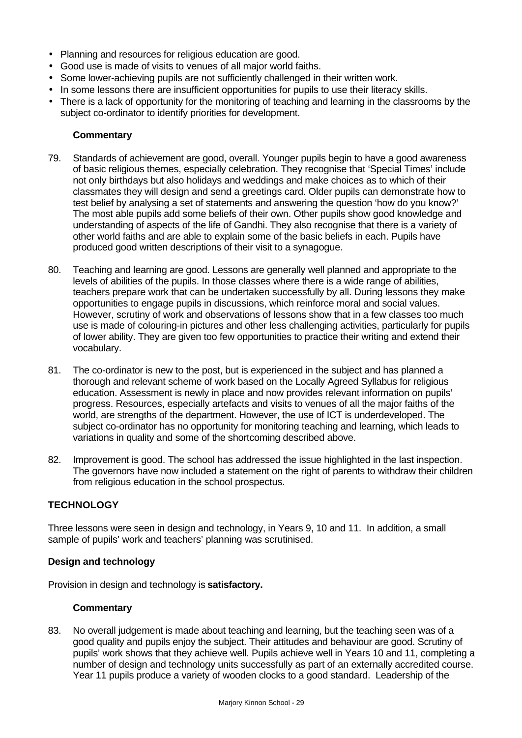- Planning and resources for religious education are good.
- Good use is made of visits to venues of all major world faiths.
- Some lower-achieving pupils are not sufficiently challenged in their written work.
- In some lessons there are insufficient opportunities for pupils to use their literacy skills.
- There is a lack of opportunity for the monitoring of teaching and learning in the classrooms by the subject co-ordinator to identify priorities for development.

**Commentary**

79. Standards of achievement are good, overall. Younger pupils begin to have a good awareness of basic religious themes, especially celebration. They recognise that 'Special Times' include not only birthdays but also holidays and weddings and make choices as to which of their classmates they will design and send a greetings card. Older pupils can demonstrate how to test belief by analysing a set of statements and answering the question 'how do you know?' The most able pupils add some beliefs of their own. Other pupils show good knowledge and understanding of aspects of the life of Gandhi. They also recognise that there is a variety of other world faiths and are able to explain some of the basic beliefs in each. Pupils have produced good written descriptions of their visit to a synagogue.

80. Teaching and learning are good. Lessons are generally well planned and appropriate to the levels of abilities of the pupils. In those classes where there is a wide range of abilities, teachers prepare work that can be undertaken successfully by all. During lessons they make opportunities to engage pupils in discussions, which reinforce moral and social values. However, scrutiny of work and observations of lessons show that in a few classes too much use is made of colouring-in pictures and other less challenging activities, particularly for pupils of lower ability. They are given too few opportunities to practice their writing and extend their vocabulary.

81. The co-ordinator is new to the post, but is experienced in the subject and has planned a thorough and relevant scheme of work based on the Locally Agreed Syllabus for religious education. Assessment is newly in place and now provides relevant information on pupils' progress. Resources, especially artefacts and visits to venues of all the major faiths of the world, are strengths of the department. However, the use of ICT is underdeveloped. The subject co-ordinator has no opportunity for monitoring teaching and learning, which leads to variations in quality and some of the shortcoming described above.

82. Improvement is good. The school has addressed the issue highlighted in the last inspection. The governors have now included a statement on the right of parents to withdraw their children from religious education in the school prospectus.

## TECHNOLOGY

Three lessons were seen in design and technology, in Years 9, 10 and 11. In addition, a small sample of pupils' work and teachers' planning was scrutinised.

### Design and technology

Provision in design and technology is **satisfactory.**

**Commentary**

83. No overall judgement is made about teaching and learning, but the teaching seen was of a good quality and pupils enjoy the subject. Their attitudes and behaviour are good. Scrutiny of pupils' work shows that they achieve well. Pupils achieve well in Years 10 and 11, completing a number of design and technology units successfully as part of an externally accredited course. Year 11 pupils produce a variety of wooden clocks to a good standard. Leadership of the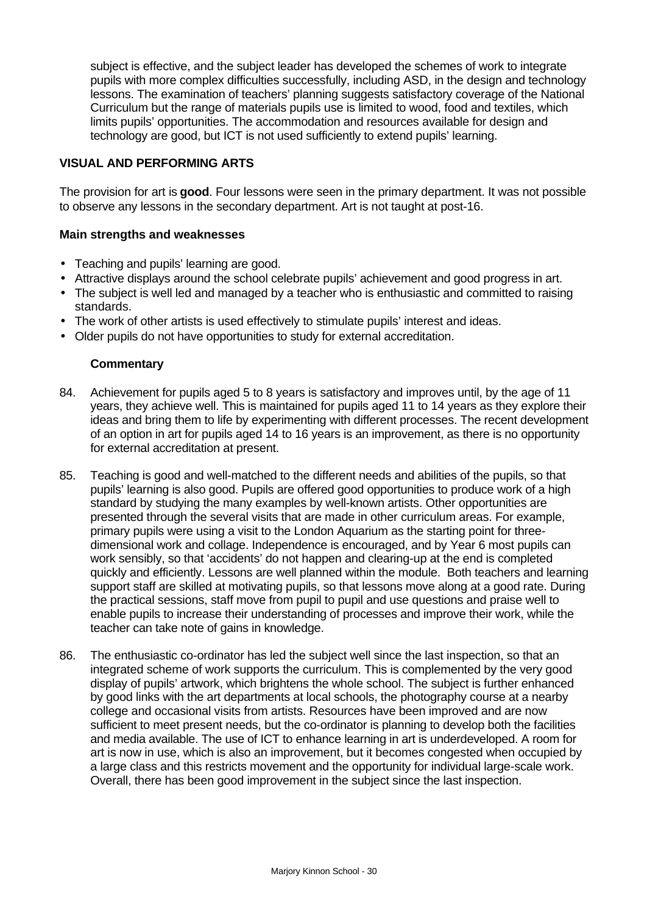subject is effective, and the subject leader has developed the schemes of work to integrate pupils with more complex difficulties successfully, including ASD, in the design and technology lessons. The examination of teachers' planning suggests satisfactory coverage of the National Curriculum but the range of materials pupils use is limited to wood, food and textiles, which limits pupils' opportunities. The accommodation and resources available for design and technology are good, but ICT is not used sufficiently to extend pupils' learning.

## VISUAL AND PERFORMING ARTS

The provision for art is **good**. Four lessons were seen in the primary department. It was not possible to observe any lessons in the secondary department. Art is not taught at post-16.

### Main strengths and weaknesses

- Teaching and pupils' learning are good.
- Attractive displays around the school celebrate pupils' achievement and good progress in art.
- The subject is well led and managed by a teacher who is enthusiastic and committed to raising standards.
- The work of other artists is used effectively to stimulate pupils' interest and ideas.
- Older pupils do not have opportunities to study for external accreditation.

#### Commentary

84. Achievement for pupils aged 5 to 8 years is satisfactory and improves until, by the age of 11 years, they achieve well. This is maintained for pupils aged 11 to 14 years as they explore their ideas and bring them to life by experimenting with different processes. The recent development of an option in art for pupils aged 14 to 16 years is an improvement, as there is no opportunity for external accreditation at present.

85. Teaching is good and well-matched to the different needs and abilities of the pupils, so that pupils' learning is also good. Pupils are offered good opportunities to produce work of a high standard by studying the many examples by well-known artists. Other opportunities are presented through the several visits that are made in other curriculum areas. For example, primary pupils were using a visit to the London Aquarium as the starting point for three-dimensional work and collage. Independence is encouraged, and by Year 6 most pupils can work sensibly, so that 'accidents' do not happen and clearing-up at the end is completed quickly and efficiently. Lessons are well planned within the module. Both teachers and learning support staff are skilled at motivating pupils, so that lessons move along at a good rate. During the practical sessions, staff move from pupil to pupil and use questions and praise well to enable pupils to increase their understanding of processes and improve their work, while the teacher can take note of gains in knowledge.

86. The enthusiastic co-ordinator has led the subject well since the last inspection, so that an integrated scheme of work supports the curriculum. This is complemented by the very good display of pupils' artwork, which brightens the whole school. The subject is further enhanced by good links with the art departments at local schools, the photography course at a nearby college and occasional visits from artists. Resources have been improved and are now sufficient to meet present needs, but the co-ordinator is planning to develop both the facilities and media available. The use of ICT to enhance learning in art is underdeveloped. A room for art is now in use, which is also an improvement, but it becomes congested when occupied by a large class and this restricts movement and the opportunity for individual large-scale work. Overall, there has been good improvement in the subject since the last inspection.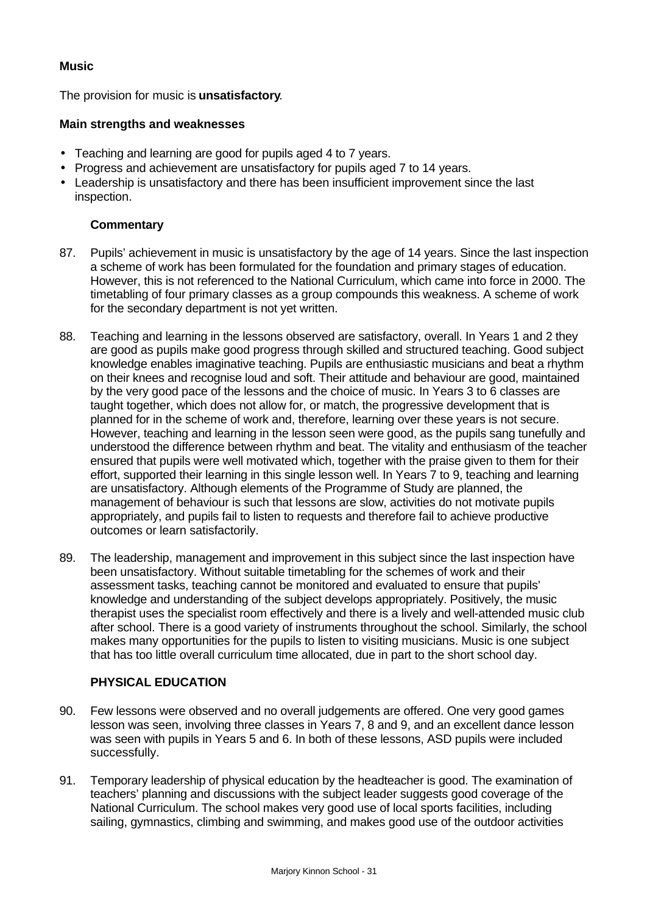### Music

The provision for music is **unsatisfactory**.

#### Main strengths and weaknesses

- Teaching and learning are good for pupils aged 4 to 7 years.
- Progress and achievement are unsatisfactory for pupils aged 7 to 14 years.
- Leadership is unsatisfactory and there has been insufficient improvement since the last inspection.

#### Commentary

87. Pupils' achievement in music is unsatisfactory by the age of 14 years. Since the last inspection a scheme of work has been formulated for the foundation and primary stages of education. However, this is not referenced to the National Curriculum, which came into force in 2000. The timetabling of four primary classes as a group compounds this weakness. A scheme of work for the secondary department is not yet written.

88. Teaching and learning in the lessons observed are satisfactory, overall. In Years 1 and 2 they are good as pupils make good progress through skilled and structured teaching. Good subject knowledge enables imaginative teaching. Pupils are enthusiastic musicians and beat a rhythm on their knees and recognise loud and soft. Their attitude and behaviour are good, maintained by the very good pace of the lessons and the choice of music. In Years 3 to 6 classes are taught together, which does not allow for, or match, the progressive development that is planned for in the scheme of work and, therefore, learning over these years is not secure. However, teaching and learning in the lesson seen were good, as the pupils sang tunefully and understood the difference between rhythm and beat. The vitality and enthusiasm of the teacher ensured that pupils were well motivated which, together with the praise given to them for their effort, supported their learning in this single lesson well. In Years 7 to 9, teaching and learning are unsatisfactory. Although elements of the Programme of Study are planned, the management of behaviour is such that lessons are slow, activities do not motivate pupils appropriately, and pupils fail to listen to requests and therefore fail to achieve productive outcomes or learn satisfactorily.

89. The leadership, management and improvement in this subject since the last inspection have been unsatisfactory. Without suitable timetabling for the schemes of work and their assessment tasks, teaching cannot be monitored and evaluated to ensure that pupils' knowledge and understanding of the subject develops appropriately. Positively, the music therapist uses the specialist room effectively and there is a lively and well-attended music club after school. There is a good variety of instruments throughout the school. Similarly, the school makes many opportunities for the pupils to listen to visiting musicians. Music is one subject that has too little overall curriculum time allocated, due in part to the short school day.

### PHYSICAL EDUCATION

90. Few lessons were observed and no overall judgements are offered. One very good games lesson was seen, involving three classes in Years 7, 8 and 9, and an excellent dance lesson was seen with pupils in Years 5 and 6. In both of these lessons, ASD pupils were included successfully.

91. Temporary leadership of physical education by the headteacher is good. The examination of teachers' planning and discussions with the subject leader suggests good coverage of the National Curriculum. The school makes very good use of local sports facilities, including sailing, gymnastics, climbing and swimming, and makes good use of the outdoor activities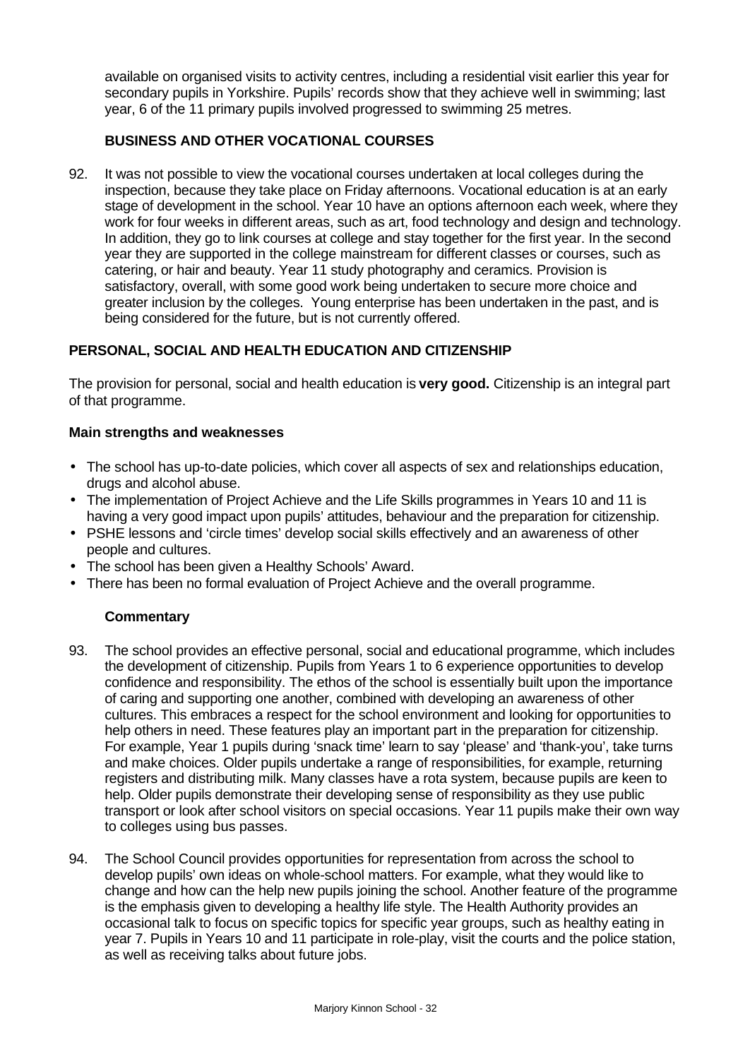available on organised visits to activity centres, including a residential visit earlier this year for secondary pupils in Yorkshire. Pupils' records show that they achieve well in swimming; last year, 6 of the 11 primary pupils involved progressed to swimming 25 metres.

### BUSINESS AND OTHER VOCATIONAL COURSES

92. It was not possible to view the vocational courses undertaken at local colleges during the inspection, because they take place on Friday afternoons. Vocational education is at an early stage of development in the school. Year 10 have an options afternoon each week, where they work for four weeks in different areas, such as art, food technology and design and technology. In addition, they go to link courses at college and stay together for the first year. In the second year they are supported in the college mainstream for different classes or courses, such as catering, or hair and beauty. Year 11 study photography and ceramics. Provision is satisfactory, overall, with some good work being undertaken to secure more choice and greater inclusion by the colleges. Young enterprise has been undertaken in the past, and is being considered for the future, but is not currently offered.

## PERSONAL, SOCIAL AND HEALTH EDUCATION AND CITIZENSHIP

The provision for personal, social and health education is **very good.** Citizenship is an integral part of that programme.

### Main strengths and weaknesses

- The school has up-to-date policies, which cover all aspects of sex and relationships education, drugs and alcohol abuse.
- The implementation of Project Achieve and the Life Skills programmes in Years 10 and 11 is having a very good impact upon pupils' attitudes, behaviour and the preparation for citizenship.
- PSHE lessons and 'circle times' develop social skills effectively and an awareness of other people and cultures.
- The school has been given a Healthy Schools' Award.
- There has been no formal evaluation of Project Achieve and the overall programme.

### Commentary

93. The school provides an effective personal, social and educational programme, which includes the development of citizenship. Pupils from Years 1 to 6 experience opportunities to develop confidence and responsibility. The ethos of the school is essentially built upon the importance of caring and supporting one another, combined with developing an awareness of other cultures. This embraces a respect for the school environment and looking for opportunities to help others in need. These features play an important part in the preparation for citizenship. For example, Year 1 pupils during 'snack time' learn to say 'please' and 'thank-you', take turns and make choices. Older pupils undertake a range of responsibilities, for example, returning registers and distributing milk. Many classes have a rota system, because pupils are keen to help. Older pupils demonstrate their developing sense of responsibility as they use public transport or look after school visitors on special occasions. Year 11 pupils make their own way to colleges using bus passes.

94. The School Council provides opportunities for representation from across the school to develop pupils' own ideas on whole-school matters. For example, what they would like to change and how can the help new pupils joining the school. Another feature of the programme is the emphasis given to developing a healthy life style. The Health Authority provides an occasional talk to focus on specific topics for specific year groups, such as healthy eating in year 7. Pupils in Years 10 and 11 participate in role-play, visit the courts and the police station, as well as receiving talks about future jobs.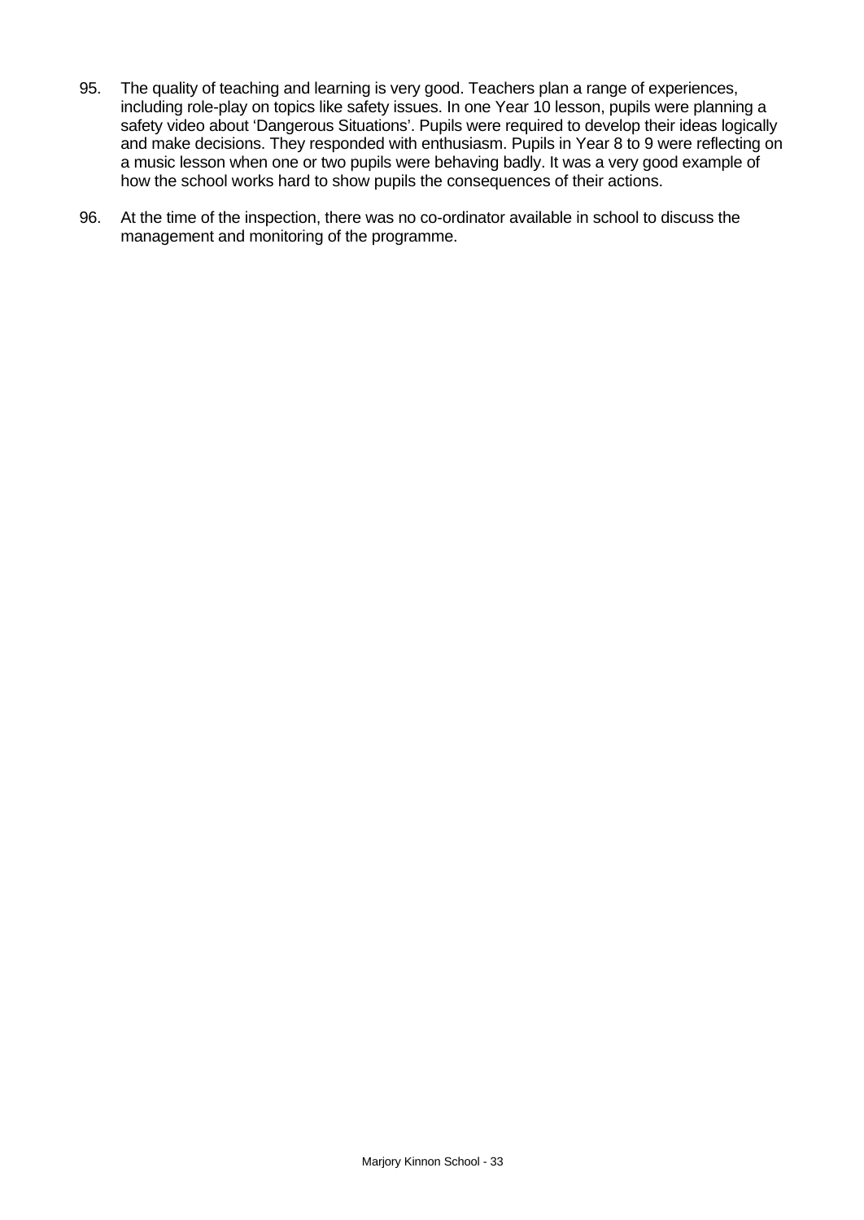95. The quality of teaching and learning is very good. Teachers plan a range of experiences, including role-play on topics like safety issues. In one Year 10 lesson, pupils were planning a safety video about 'Dangerous Situations'. Pupils were required to develop their ideas logically and make decisions. They responded with enthusiasm. Pupils in Year 8 to 9 were reflecting on a music lesson when one or two pupils were behaving badly. It was a very good example of how the school works hard to show pupils the consequences of their actions.

96. At the time of the inspection, there was no co-ordinator available in school to discuss the management and monitoring of the programme.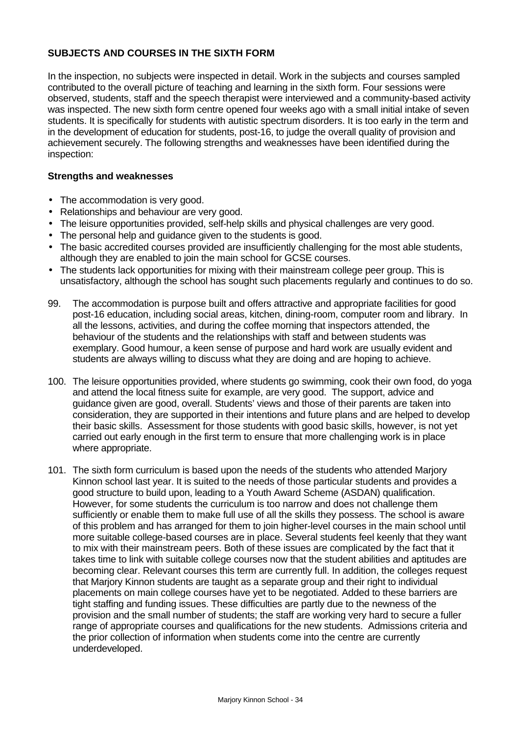## SUBJECTS AND COURSES IN THE SIXTH FORM

In the inspection, no subjects were inspected in detail. Work in the subjects and courses sampled contributed to the overall picture of teaching and learning in the sixth form. Four sessions were observed, students, staff and the speech therapist were interviewed and a community-based activity was inspected. The new sixth form centre opened four weeks ago with a small initial intake of seven students. It is specifically for students with autistic spectrum disorders. It is too early in the term and in the development of education for students, post-16, to judge the overall quality of provision and achievement securely. The following strengths and weaknesses have been identified during the inspection:

### Strengths and weaknesses

- The accommodation is very good.
- Relationships and behaviour are very good.
- The leisure opportunities provided, self-help skills and physical challenges are very good.
- The personal help and guidance given to the students is good.
- The basic accredited courses provided are insufficiently challenging for the most able students, although they are enabled to join the main school for GCSE courses.
- The students lack opportunities for mixing with their mainstream college peer group. This is unsatisfactory, although the school has sought such placements regularly and continues to do so.

99. The accommodation is purpose built and offers attractive and appropriate facilities for good post-16 education, including social areas, kitchen, dining-room, computer room and library. In all the lessons, activities, and during the coffee morning that inspectors attended, the behaviour of the students and the relationships with staff and between students was exemplary. Good humour, a keen sense of purpose and hard work are usually evident and students are always willing to discuss what they are doing and are hoping to achieve.

100. The leisure opportunities provided, where students go swimming, cook their own food, do yoga and attend the local fitness suite for example, are very good. The support, advice and guidance given are good, overall. Students' views and those of their parents are taken into consideration, they are supported in their intentions and future plans and are helped to develop their basic skills. Assessment for those students with good basic skills, however, is not yet carried out early enough in the first term to ensure that more challenging work is in place where appropriate.

101. The sixth form curriculum is based upon the needs of the students who attended Marjory Kinnon school last year. It is suited to the needs of those particular students and provides a good structure to build upon, leading to a Youth Award Scheme (ASDAN) qualification. However, for some students the curriculum is too narrow and does not challenge them sufficiently or enable them to make full use of all the skills they possess. The school is aware of this problem and has arranged for them to join higher-level courses in the main school until more suitable college-based courses are in place. Several students feel keenly that they want to mix with their mainstream peers. Both of these issues are complicated by the fact that it takes time to link with suitable college courses now that the student abilities and aptitudes are becoming clear. Relevant courses this term are currently full. In addition, the colleges request that Marjory Kinnon students are taught as a separate group and their right to individual placements on main college courses have yet to be negotiated. Added to these barriers are tight staffing and funding issues. These difficulties are partly due to the newness of the provision and the small number of students; the staff are working very hard to secure a fuller range of appropriate courses and qualifications for the new students. Admissions criteria and the prior collection of information when students come into the centre are currently underdeveloped.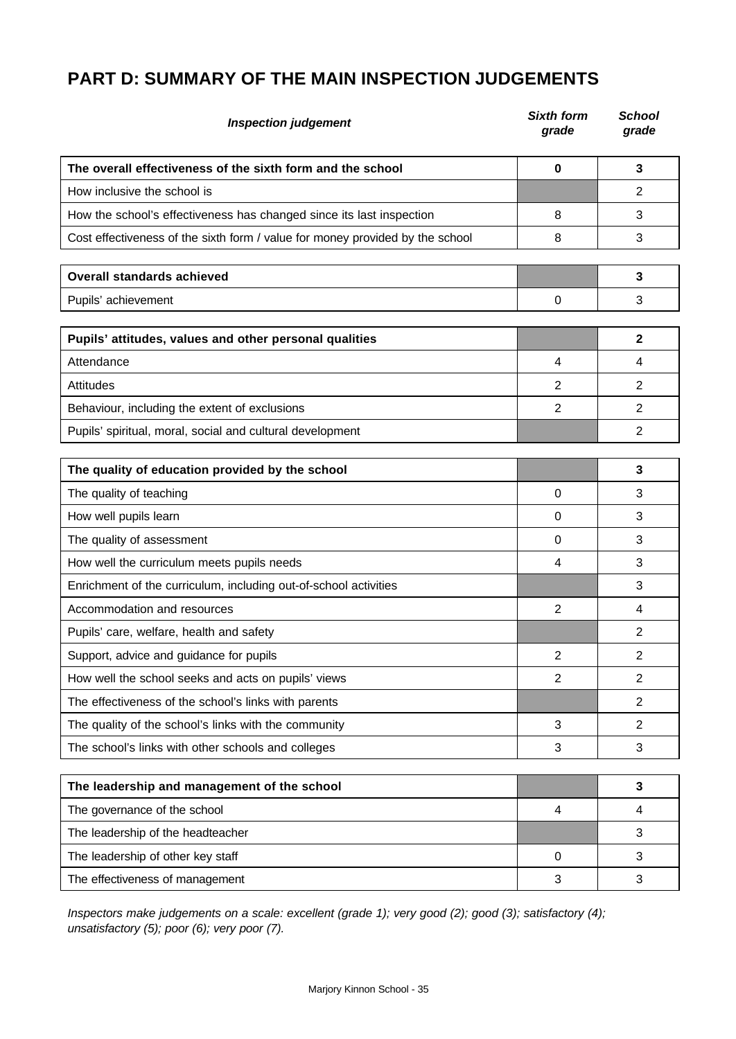# PART D: SUMMARY OF THE MAIN INSPECTION JUDGEMENTS

| *Inspection judgement* | *Sixth form grade* | *School grade* |
|---|---|---|
| **The overall effectiveness of the sixth form and the school** | **0** | **3** |
| How inclusive the school is | | 2 |
| How the school's effectiveness has changed since its last inspection | 8 | 3 |
| Cost effectiveness of the sixth form / value for money provided by the school | 8 | 3 |
| **Overall standards achieved** | | **3** |
| Pupils' achievement | 0 | 3 |
| **Pupils' attitudes, values and other personal qualities** | | **2** |
| Attendance | 4 | 4 |
| Attitudes | 2 | 2 |
| Behaviour, including the extent of exclusions | 2 | 2 |
| Pupils' spiritual, moral, social and cultural development | | 2 |
| **The quality of education provided by the school** | | **3** |
| The quality of teaching | 0 | 3 |
| How well pupils learn | 0 | 3 |
| The quality of assessment | 0 | 3 |
| How well the curriculum meets pupils needs | 4 | 3 |
| Enrichment of the curriculum, including out-of-school activities | | 3 |
| Accommodation and resources | 2 | 4 |
| Pupils' care, welfare, health and safety | | 2 |
| Support, advice and guidance for pupils | 2 | 2 |
| How well the school seeks and acts on pupils' views | 2 | 2 |
| The effectiveness of the school's links with parents | | 2 |
| The quality of the school's links with the community | 3 | 2 |
| The school's links with other schools and colleges | 3 | 3 |
| **The leadership and management of the school** | | **3** |
| The governance of the school | 4 | 4 |
| The leadership of the headteacher | | 3 |
| The leadership of other key staff | 0 | 3 |
| The effectiveness of management | 3 | 3 |

*Inspectors make judgements on a scale: excellent (grade 1); very good (2); good (3); satisfactory (4); unsatisfactory (5); poor (6); very poor (7).*